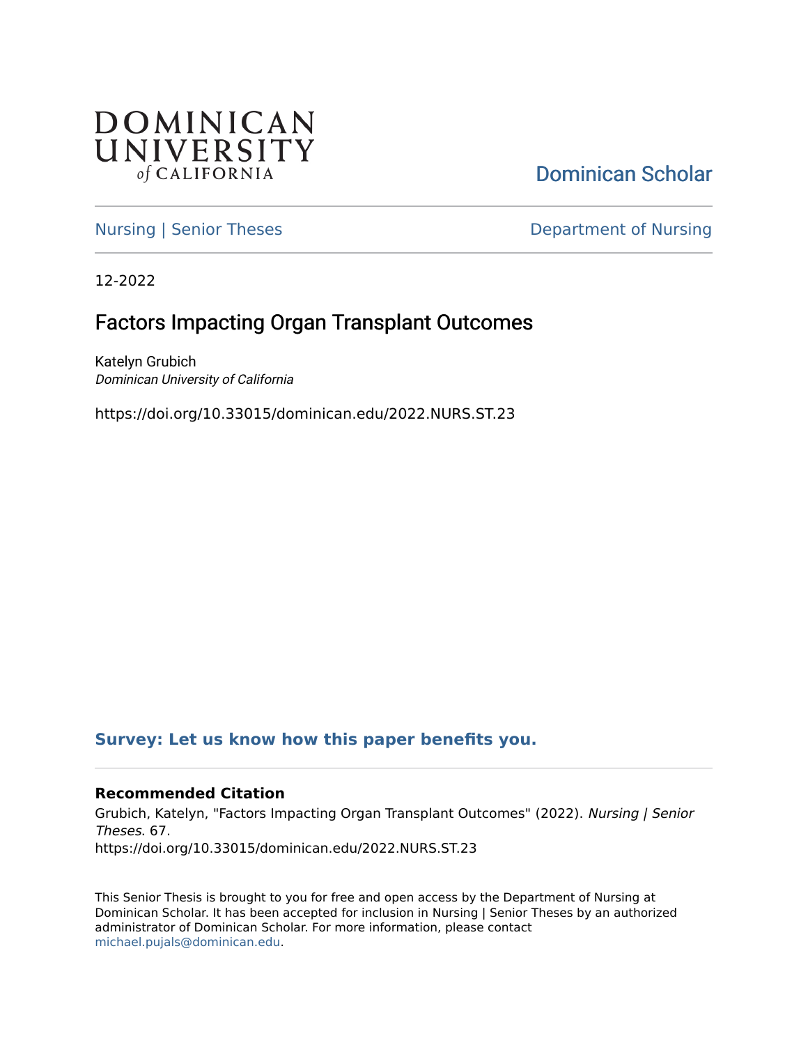DOMINICAN UNIVERSITY *of* CALIFORNIA

Dominican Scholar

Nursing | Senior Theses

Department of Nursing

12-2022

# Factors Impacting Organ Transplant Outcomes

Katelyn Grubich
*Dominican University of California*

https://doi.org/10.33015/dominican.edu/2022.NURS.ST.23

**Survey: Let us know how this paper benefits you.**

### Recommended Citation

Grubich, Katelyn, "Factors Impacting Organ Transplant Outcomes" (2022). *Nursing | Senior Theses*. 67.
https://doi.org/10.33015/dominican.edu/2022.NURS.ST.23

This Senior Thesis is brought to you for free and open access by the Department of Nursing at Dominican Scholar. It has been accepted for inclusion in Nursing | Senior Theses by an authorized administrator of Dominican Scholar. For more information, please contact michael.pujals@dominican.edu.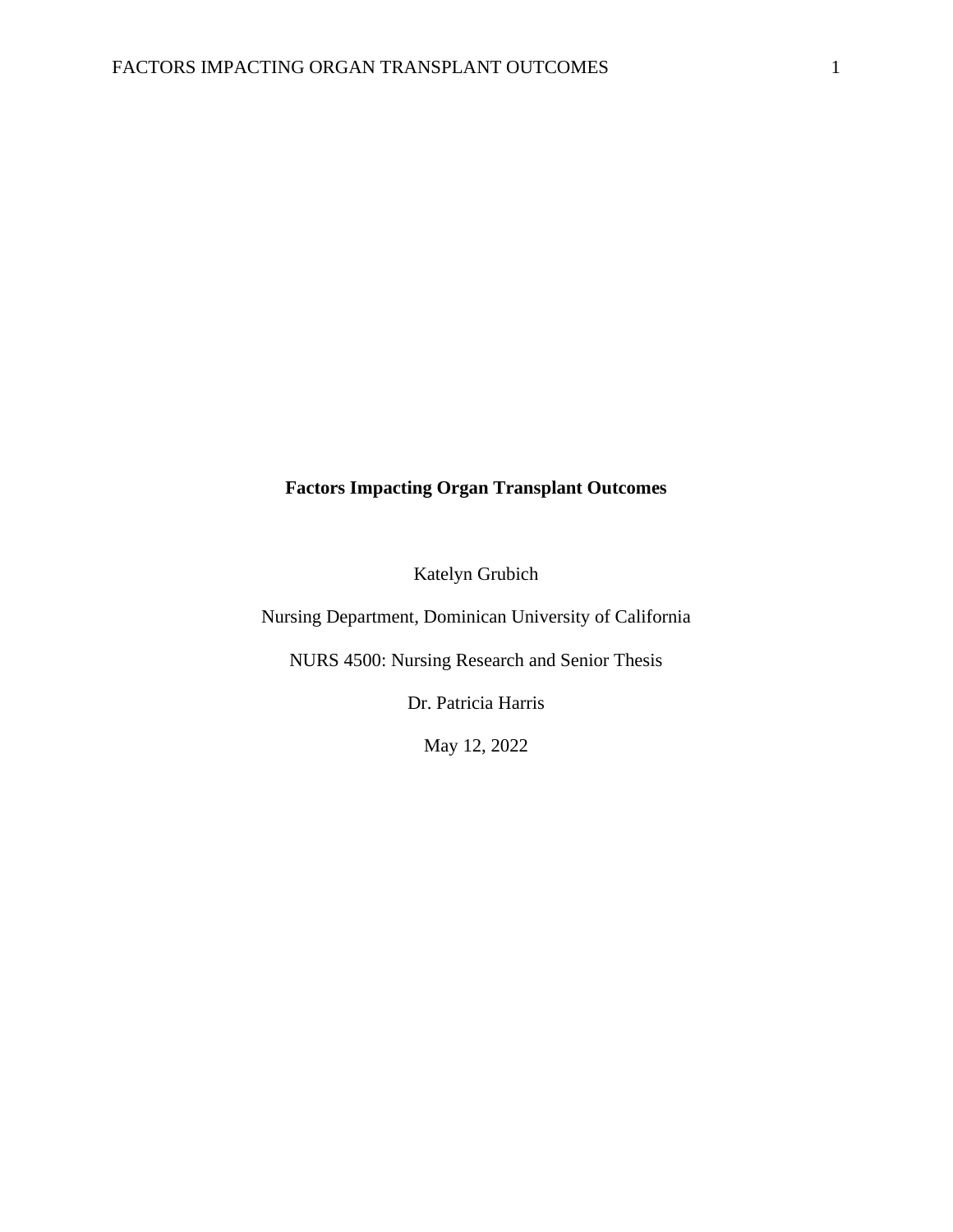**Factors Impacting Organ Transplant Outcomes**

Katelyn Grubich

Nursing Department, Dominican University of California

NURS 4500: Nursing Research and Senior Thesis

Dr. Patricia Harris

May 12, 2022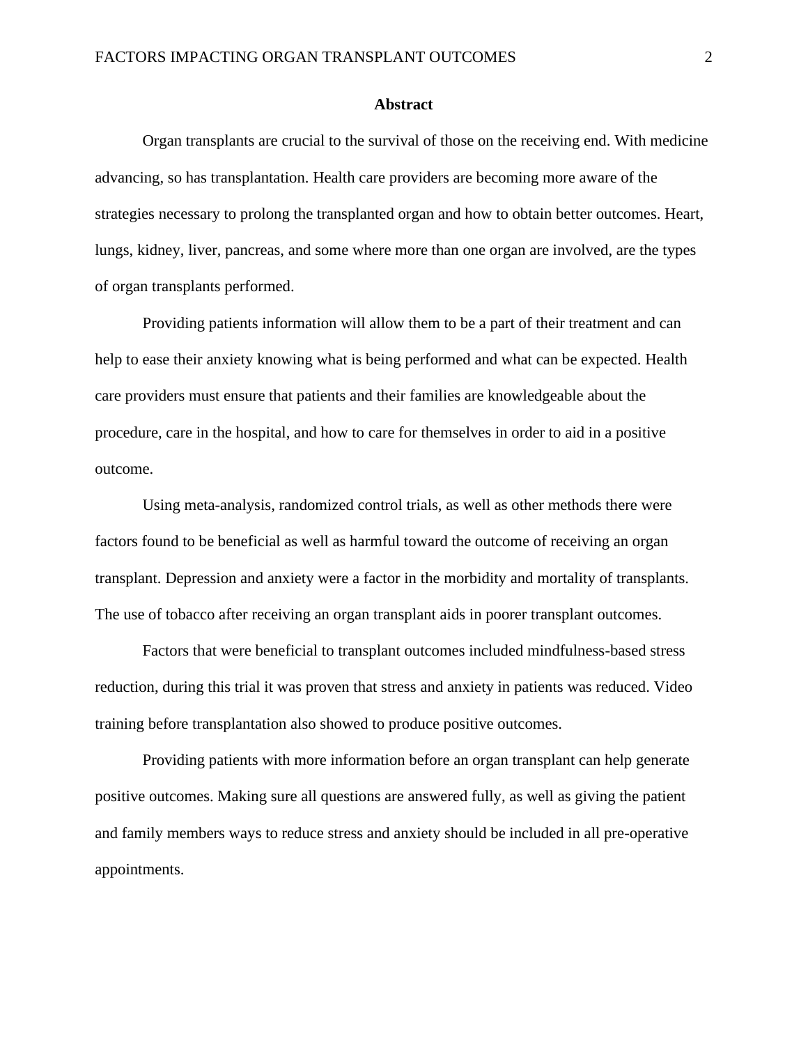## Abstract

Organ transplants are crucial to the survival of those on the receiving end. With medicine advancing, so has transplantation. Health care providers are becoming more aware of the strategies necessary to prolong the transplanted organ and how to obtain better outcomes. Heart, lungs, kidney, liver, pancreas, and some where more than one organ are involved, are the types of organ transplants performed.

Providing patients information will allow them to be a part of their treatment and can help to ease their anxiety knowing what is being performed and what can be expected. Health care providers must ensure that patients and their families are knowledgeable about the procedure, care in the hospital, and how to care for themselves in order to aid in a positive outcome.

Using meta-analysis, randomized control trials, as well as other methods there were factors found to be beneficial as well as harmful toward the outcome of receiving an organ transplant. Depression and anxiety were a factor in the morbidity and mortality of transplants. The use of tobacco after receiving an organ transplant aids in poorer transplant outcomes.

Factors that were beneficial to transplant outcomes included mindfulness-based stress reduction, during this trial it was proven that stress and anxiety in patients was reduced. Video training before transplantation also showed to produce positive outcomes.

Providing patients with more information before an organ transplant can help generate positive outcomes. Making sure all questions are answered fully, as well as giving the patient and family members ways to reduce stress and anxiety should be included in all pre-operative appointments.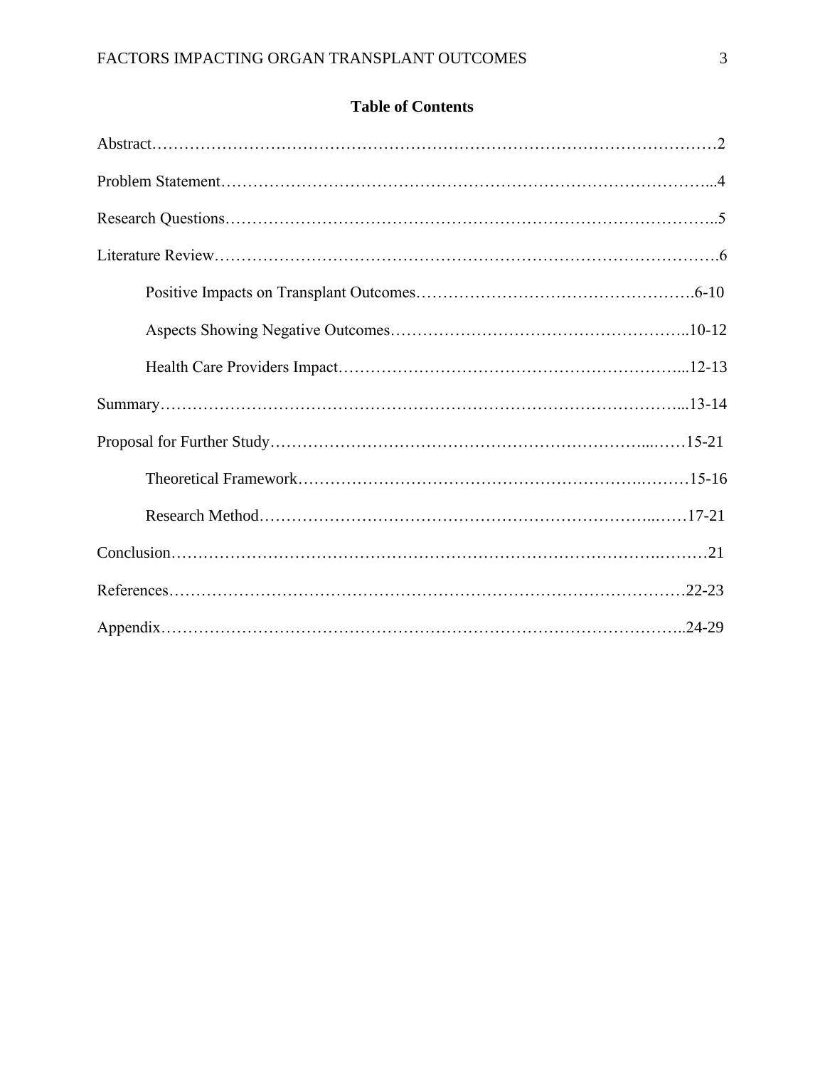# Table of Contents

Abstract……………………………………………………………………………………………2

Problem Statement……………………………………………………………………………...4

Research Questions……………………………………………………………………………..5

Literature Review……………………………………………………………………………….6

Positive Impacts on Transplant Outcomes…………………………………………….6-10

Aspects Showing Negative Outcomes………………………………………………..10-12

Health Care Providers Impact………………………………………………………...12-13

Summary……………………………………………………………………………………...13-14

Proposal for Further Study……………………………………………………………...……15-21

Theoretical Framework……………………………………………………….………15-16

Research Method……………………………………………………………...……17-21

Conclusion……………………………………………………………………………….………21

References…………………………………………………………………………………….22-23

Appendix……………………………………………………………………………………..24-29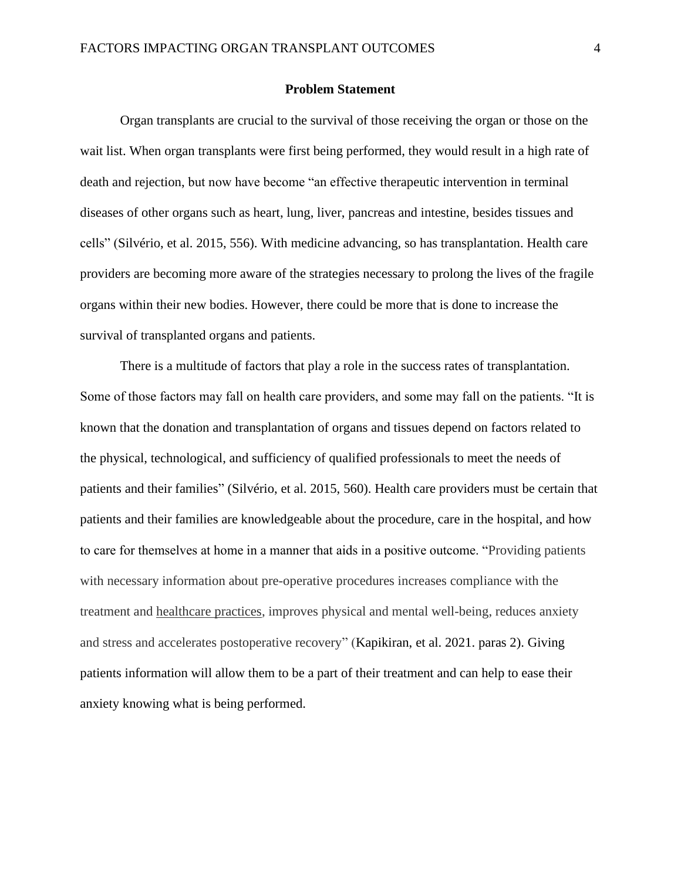## Problem Statement

Organ transplants are crucial to the survival of those receiving the organ or those on the wait list. When organ transplants were first being performed, they would result in a high rate of death and rejection, but now have become “an effective therapeutic intervention in terminal diseases of other organs such as heart, lung, liver, pancreas and intestine, besides tissues and cells” (Silvério, et al. 2015, 556). With medicine advancing, so has transplantation. Health care providers are becoming more aware of the strategies necessary to prolong the lives of the fragile organs within their new bodies. However, there could be more that is done to increase the survival of transplanted organs and patients.

There is a multitude of factors that play a role in the success rates of transplantation. Some of those factors may fall on health care providers, and some may fall on the patients. “It is known that the donation and transplantation of organs and tissues depend on factors related to the physical, technological, and sufficiency of qualified professionals to meet the needs of patients and their families” (Silvério, et al. 2015, 560). Health care providers must be certain that patients and their families are knowledgeable about the procedure, care in the hospital, and how to care for themselves at home in a manner that aids in a positive outcome. “Providing patients with necessary information about pre-operative procedures increases compliance with the treatment and healthcare practices, improves physical and mental well-being, reduces anxiety and stress and accelerates postoperative recovery” (Kapikiran, et al. 2021. paras 2). Giving patients information will allow them to be a part of their treatment and can help to ease their anxiety knowing what is being performed.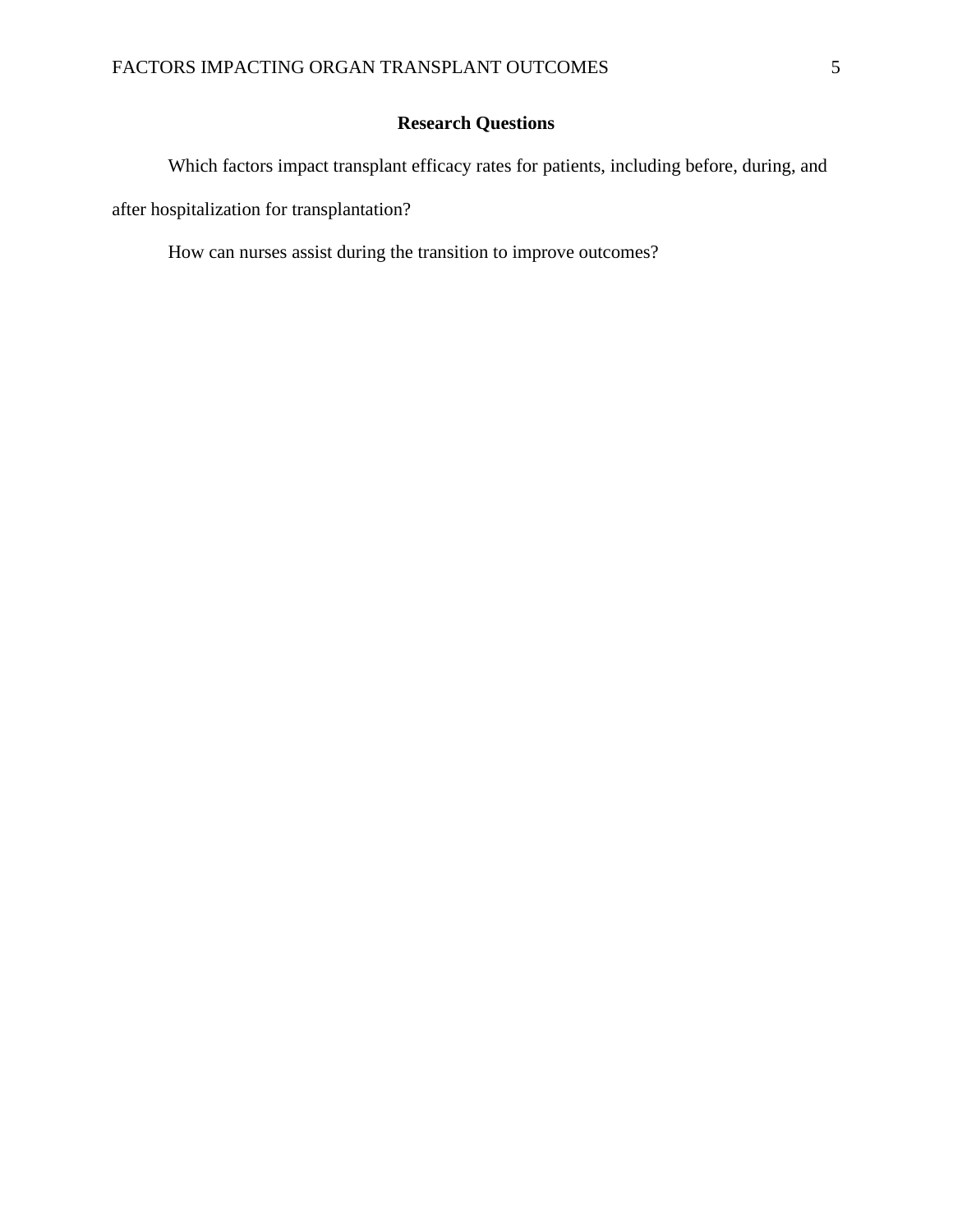## Research Questions

Which factors impact transplant efficacy rates for patients, including before, during, and after hospitalization for transplantation?

How can nurses assist during the transition to improve outcomes?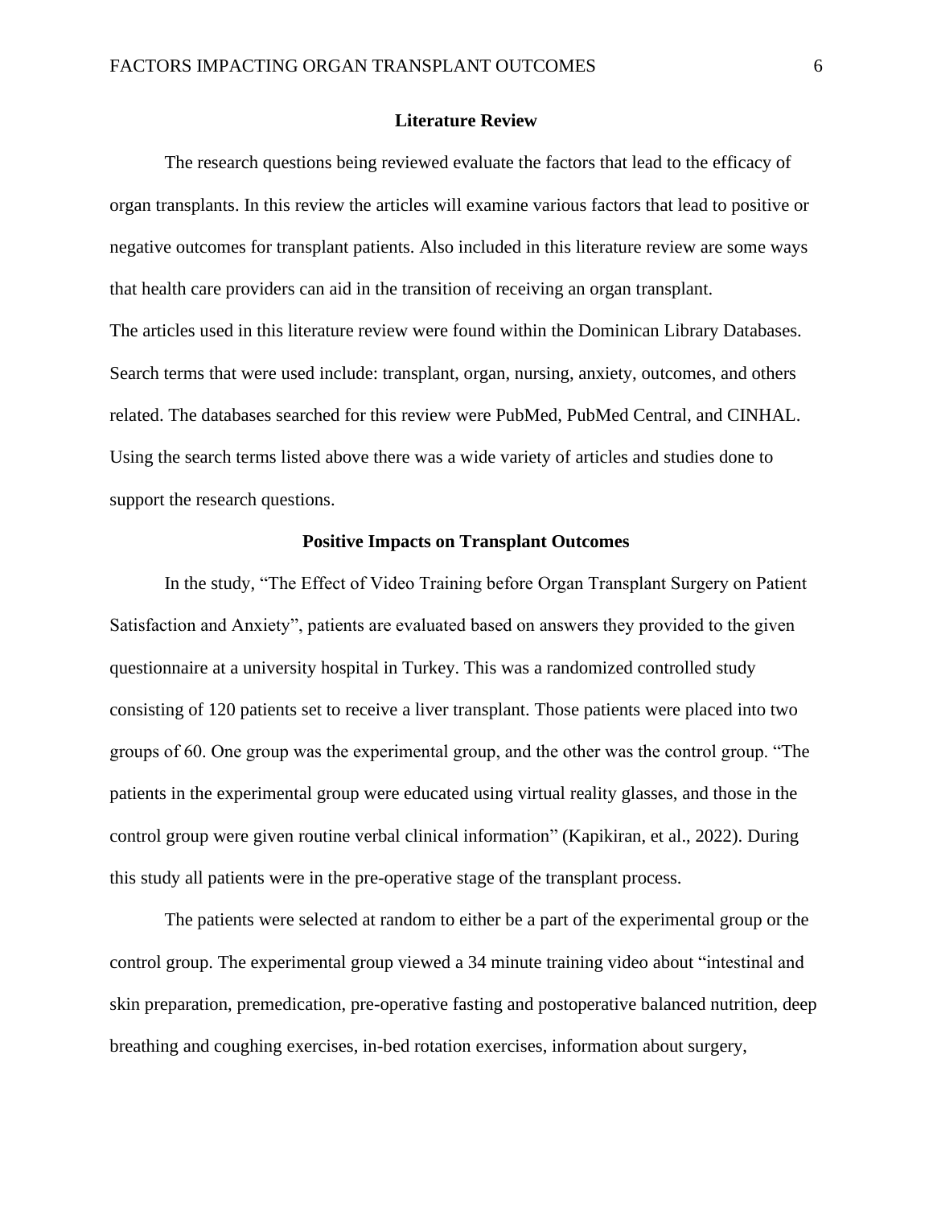## Literature Review

The research questions being reviewed evaluate the factors that lead to the efficacy of organ transplants. In this review the articles will examine various factors that lead to positive or negative outcomes for transplant patients. Also included in this literature review are some ways that health care providers can aid in the transition of receiving an organ transplant.

The articles used in this literature review were found within the Dominican Library Databases. Search terms that were used include: transplant, organ, nursing, anxiety, outcomes, and others related. The databases searched for this review were PubMed, PubMed Central, and CINHAL. Using the search terms listed above there was a wide variety of articles and studies done to support the research questions.

### Positive Impacts on Transplant Outcomes

In the study, "The Effect of Video Training before Organ Transplant Surgery on Patient Satisfaction and Anxiety", patients are evaluated based on answers they provided to the given questionnaire at a university hospital in Turkey. This was a randomized controlled study consisting of 120 patients set to receive a liver transplant. Those patients were placed into two groups of 60. One group was the experimental group, and the other was the control group. "The patients in the experimental group were educated using virtual reality glasses, and those in the control group were given routine verbal clinical information" (Kapikiran, et al., 2022). During this study all patients were in the pre-operative stage of the transplant process.

The patients were selected at random to either be a part of the experimental group or the control group. The experimental group viewed a 34 minute training video about "intestinal and skin preparation, premedication, pre-operative fasting and postoperative balanced nutrition, deep breathing and coughing exercises, in-bed rotation exercises, information about surgery,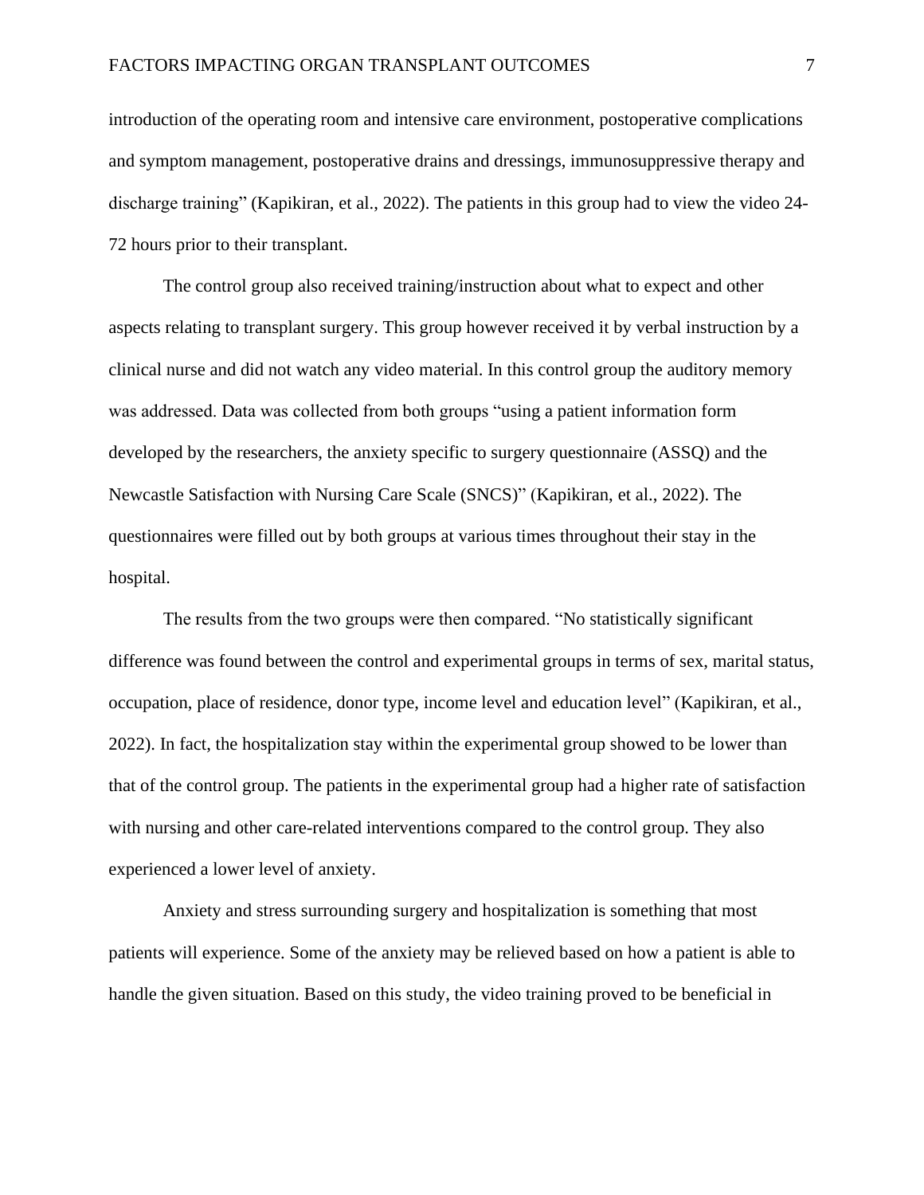introduction of the operating room and intensive care environment, postoperative complications and symptom management, postoperative drains and dressings, immunosuppressive therapy and discharge training" (Kapikiran, et al., 2022). The patients in this group had to view the video 24-72 hours prior to their transplant.

The control group also received training/instruction about what to expect and other aspects relating to transplant surgery. This group however received it by verbal instruction by a clinical nurse and did not watch any video material. In this control group the auditory memory was addressed. Data was collected from both groups "using a patient information form developed by the researchers, the anxiety specific to surgery questionnaire (ASSQ) and the Newcastle Satisfaction with Nursing Care Scale (SNCS)" (Kapikiran, et al., 2022). The questionnaires were filled out by both groups at various times throughout their stay in the hospital.

The results from the two groups were then compared. "No statistically significant difference was found between the control and experimental groups in terms of sex, marital status, occupation, place of residence, donor type, income level and education level" (Kapikiran, et al., 2022). In fact, the hospitalization stay within the experimental group showed to be lower than that of the control group. The patients in the experimental group had a higher rate of satisfaction with nursing and other care-related interventions compared to the control group. They also experienced a lower level of anxiety.

Anxiety and stress surrounding surgery and hospitalization is something that most patients will experience. Some of the anxiety may be relieved based on how a patient is able to handle the given situation. Based on this study, the video training proved to be beneficial in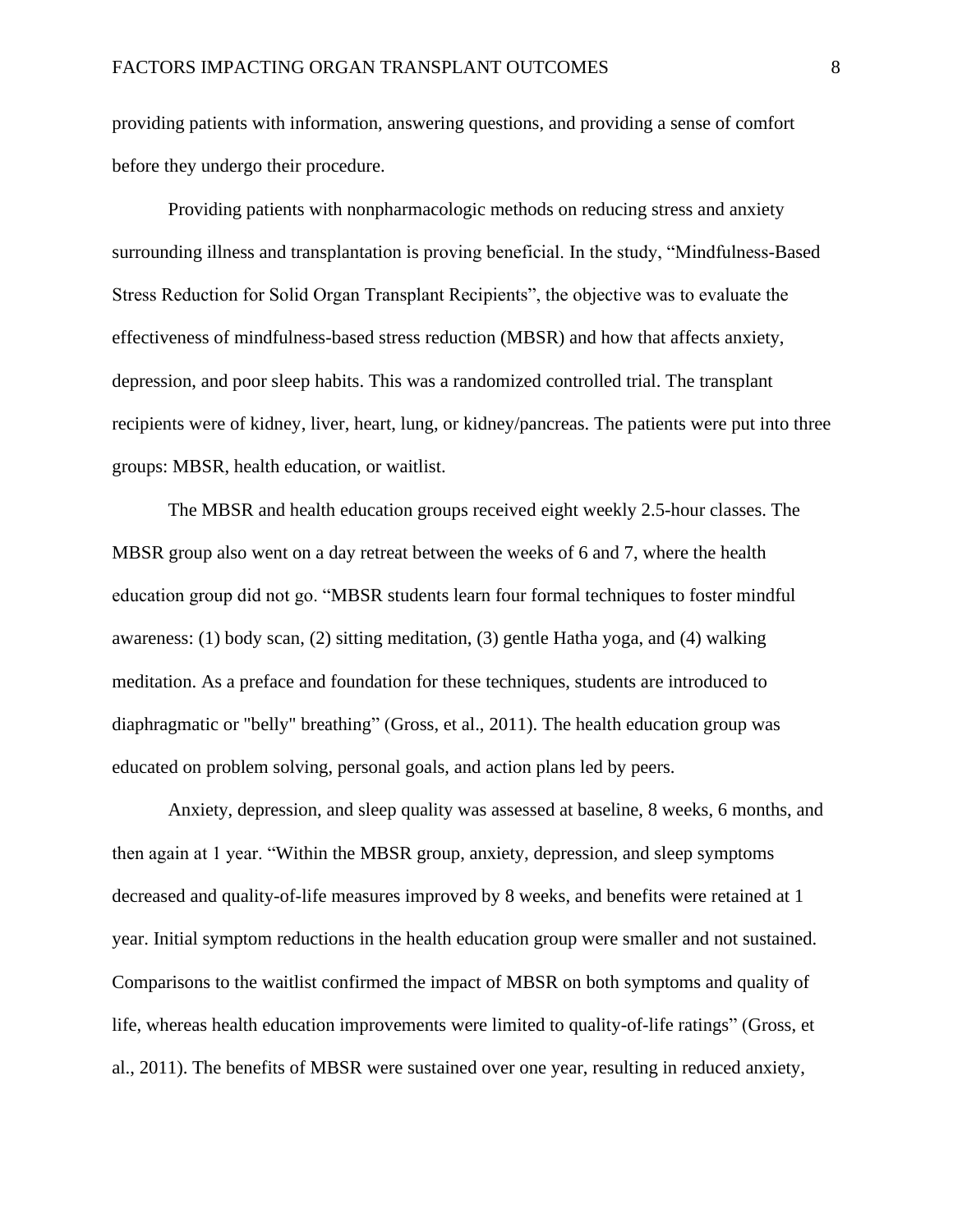providing patients with information, answering questions, and providing a sense of comfort before they undergo their procedure.

Providing patients with nonpharmacologic methods on reducing stress and anxiety surrounding illness and transplantation is proving beneficial. In the study, "Mindfulness-Based Stress Reduction for Solid Organ Transplant Recipients", the objective was to evaluate the effectiveness of mindfulness-based stress reduction (MBSR) and how that affects anxiety, depression, and poor sleep habits. This was a randomized controlled trial. The transplant recipients were of kidney, liver, heart, lung, or kidney/pancreas. The patients were put into three groups: MBSR, health education, or waitlist.

The MBSR and health education groups received eight weekly 2.5-hour classes. The MBSR group also went on a day retreat between the weeks of 6 and 7, where the health education group did not go. "MBSR students learn four formal techniques to foster mindful awareness: (1) body scan, (2) sitting meditation, (3) gentle Hatha yoga, and (4) walking meditation. As a preface and foundation for these techniques, students are introduced to diaphragmatic or "belly" breathing" (Gross, et al., 2011). The health education group was educated on problem solving, personal goals, and action plans led by peers.

Anxiety, depression, and sleep quality was assessed at baseline, 8 weeks, 6 months, and then again at 1 year. "Within the MBSR group, anxiety, depression, and sleep symptoms decreased and quality-of-life measures improved by 8 weeks, and benefits were retained at 1 year. Initial symptom reductions in the health education group were smaller and not sustained. Comparisons to the waitlist confirmed the impact of MBSR on both symptoms and quality of life, whereas health education improvements were limited to quality-of-life ratings" (Gross, et al., 2011). The benefits of MBSR were sustained over one year, resulting in reduced anxiety,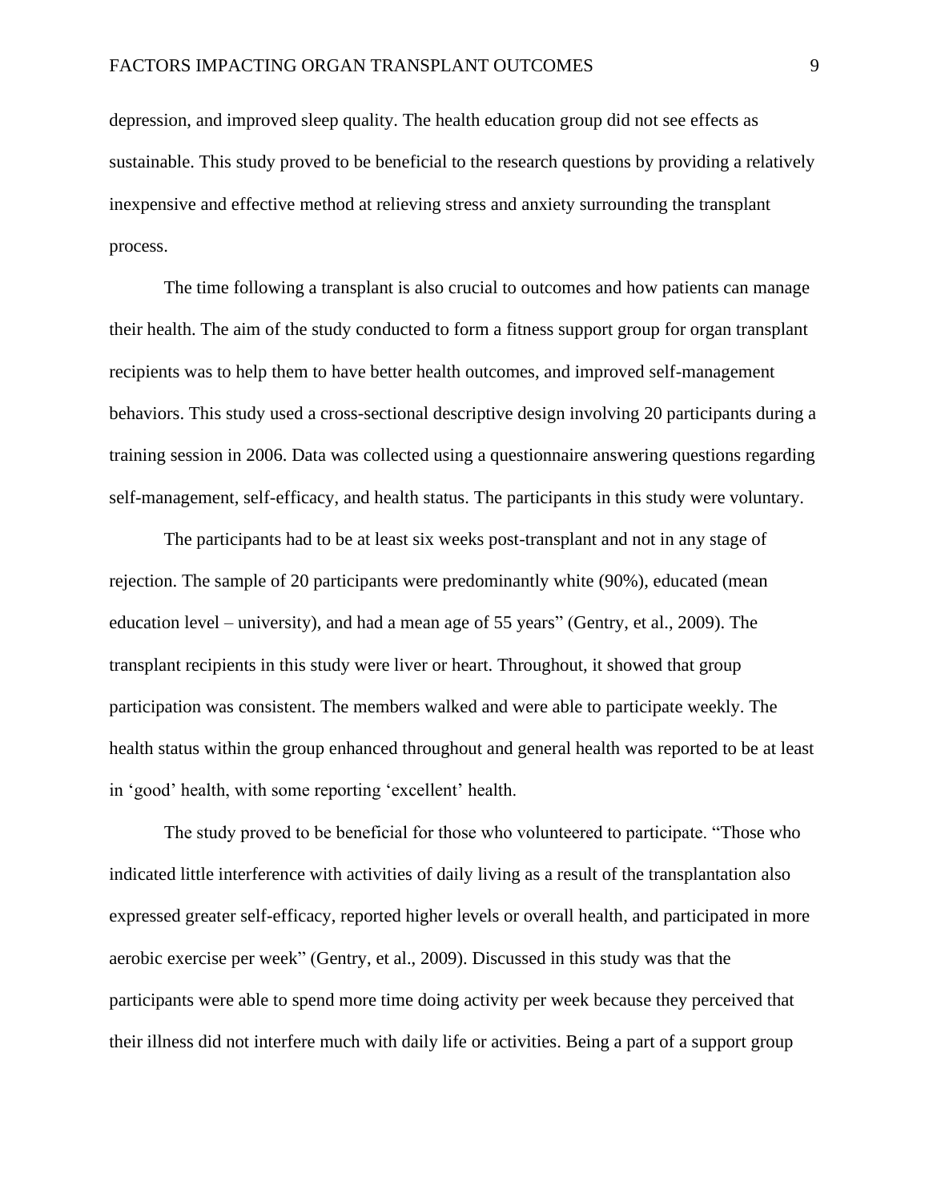depression, and improved sleep quality. The health education group did not see effects as sustainable. This study proved to be beneficial to the research questions by providing a relatively inexpensive and effective method at relieving stress and anxiety surrounding the transplant process.

The time following a transplant is also crucial to outcomes and how patients can manage their health. The aim of the study conducted to form a fitness support group for organ transplant recipients was to help them to have better health outcomes, and improved self-management behaviors. This study used a cross-sectional descriptive design involving 20 participants during a training session in 2006. Data was collected using a questionnaire answering questions regarding self-management, self-efficacy, and health status. The participants in this study were voluntary.

The participants had to be at least six weeks post-transplant and not in any stage of rejection. The sample of 20 participants were predominantly white (90%), educated (mean education level – university), and had a mean age of 55 years" (Gentry, et al., 2009). The transplant recipients in this study were liver or heart. Throughout, it showed that group participation was consistent. The members walked and were able to participate weekly. The health status within the group enhanced throughout and general health was reported to be at least in 'good' health, with some reporting 'excellent' health.

The study proved to be beneficial for those who volunteered to participate. "Those who indicated little interference with activities of daily living as a result of the transplantation also expressed greater self-efficacy, reported higher levels or overall health, and participated in more aerobic exercise per week" (Gentry, et al., 2009). Discussed in this study was that the participants were able to spend more time doing activity per week because they perceived that their illness did not interfere much with daily life or activities. Being a part of a support group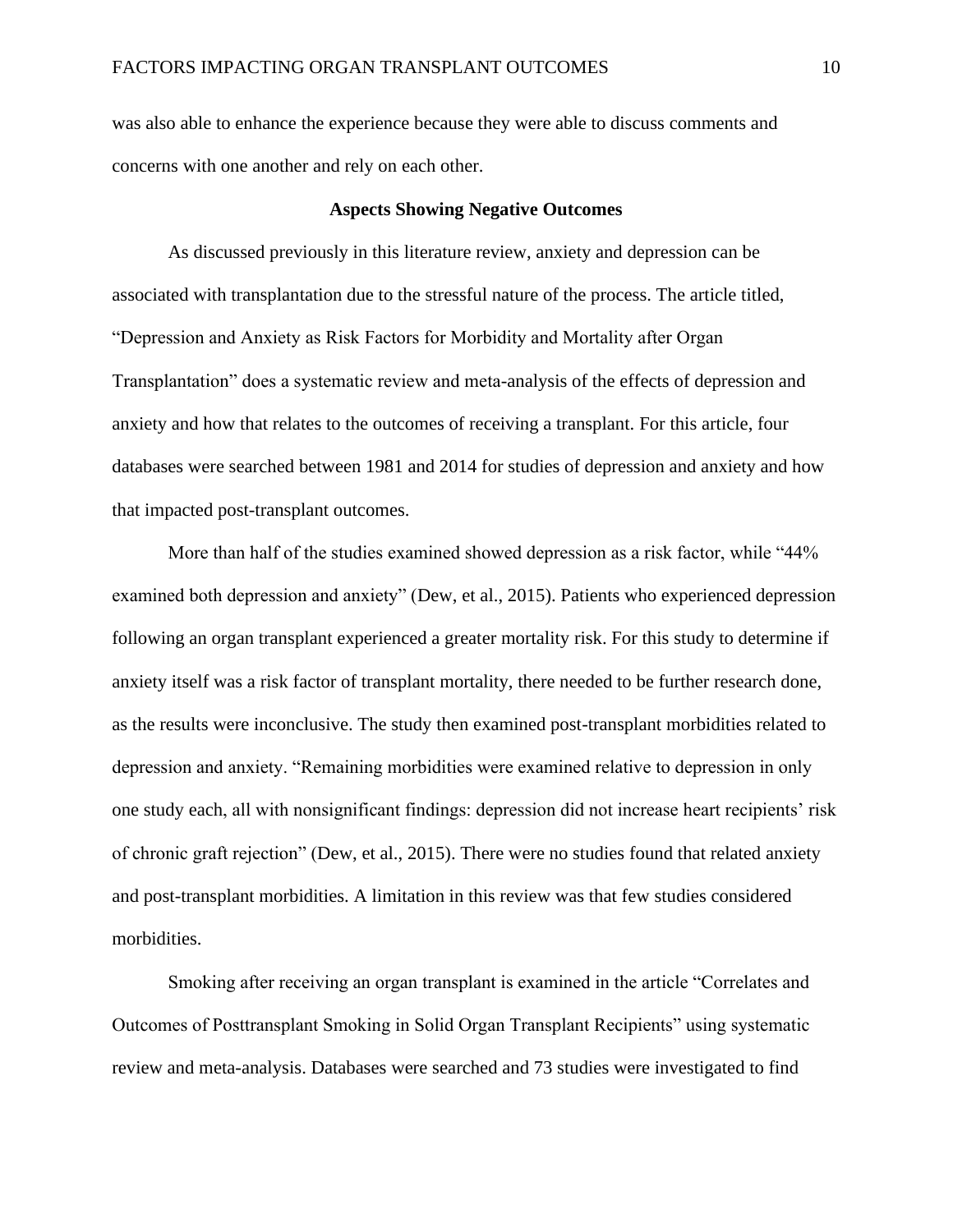was also able to enhance the experience because they were able to discuss comments and concerns with one another and rely on each other.

## Aspects Showing Negative Outcomes

As discussed previously in this literature review, anxiety and depression can be associated with transplantation due to the stressful nature of the process. The article titled, "Depression and Anxiety as Risk Factors for Morbidity and Mortality after Organ Transplantation" does a systematic review and meta-analysis of the effects of depression and anxiety and how that relates to the outcomes of receiving a transplant. For this article, four databases were searched between 1981 and 2014 for studies of depression and anxiety and how that impacted post-transplant outcomes.

More than half of the studies examined showed depression as a risk factor, while "44% examined both depression and anxiety" (Dew, et al., 2015). Patients who experienced depression following an organ transplant experienced a greater mortality risk. For this study to determine if anxiety itself was a risk factor of transplant mortality, there needed to be further research done, as the results were inconclusive. The study then examined post-transplant morbidities related to depression and anxiety. "Remaining morbidities were examined relative to depression in only one study each, all with nonsignificant findings: depression did not increase heart recipients' risk of chronic graft rejection" (Dew, et al., 2015). There were no studies found that related anxiety and post-transplant morbidities. A limitation in this review was that few studies considered morbidities.

Smoking after receiving an organ transplant is examined in the article "Correlates and Outcomes of Posttransplant Smoking in Solid Organ Transplant Recipients" using systematic review and meta-analysis. Databases were searched and 73 studies were investigated to find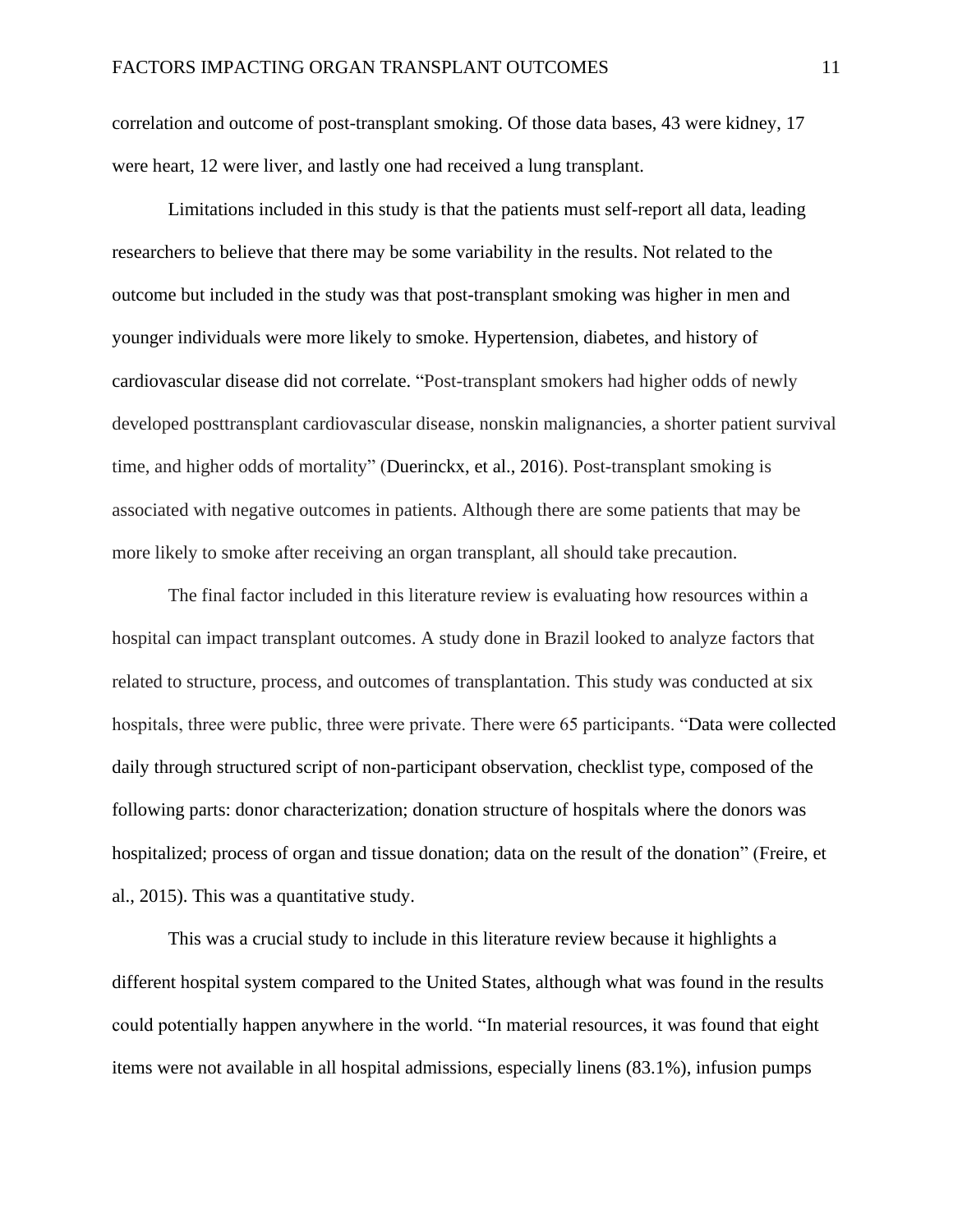correlation and outcome of post-transplant smoking. Of those data bases, 43 were kidney, 17 were heart, 12 were liver, and lastly one had received a lung transplant.

Limitations included in this study is that the patients must self-report all data, leading researchers to believe that there may be some variability in the results. Not related to the outcome but included in the study was that post-transplant smoking was higher in men and younger individuals were more likely to smoke. Hypertension, diabetes, and history of cardiovascular disease did not correlate. "Post-transplant smokers had higher odds of newly developed posttransplant cardiovascular disease, nonskin malignancies, a shorter patient survival time, and higher odds of mortality" (Duerinckx, et al., 2016). Post-transplant smoking is associated with negative outcomes in patients. Although there are some patients that may be more likely to smoke after receiving an organ transplant, all should take precaution.

The final factor included in this literature review is evaluating how resources within a hospital can impact transplant outcomes. A study done in Brazil looked to analyze factors that related to structure, process, and outcomes of transplantation. This study was conducted at six hospitals, three were public, three were private. There were 65 participants. "Data were collected daily through structured script of non-participant observation, checklist type, composed of the following parts: donor characterization; donation structure of hospitals where the donors was hospitalized; process of organ and tissue donation; data on the result of the donation" (Freire, et al., 2015). This was a quantitative study.

This was a crucial study to include in this literature review because it highlights a different hospital system compared to the United States, although what was found in the results could potentially happen anywhere in the world. "In material resources, it was found that eight items were not available in all hospital admissions, especially linens (83.1%), infusion pumps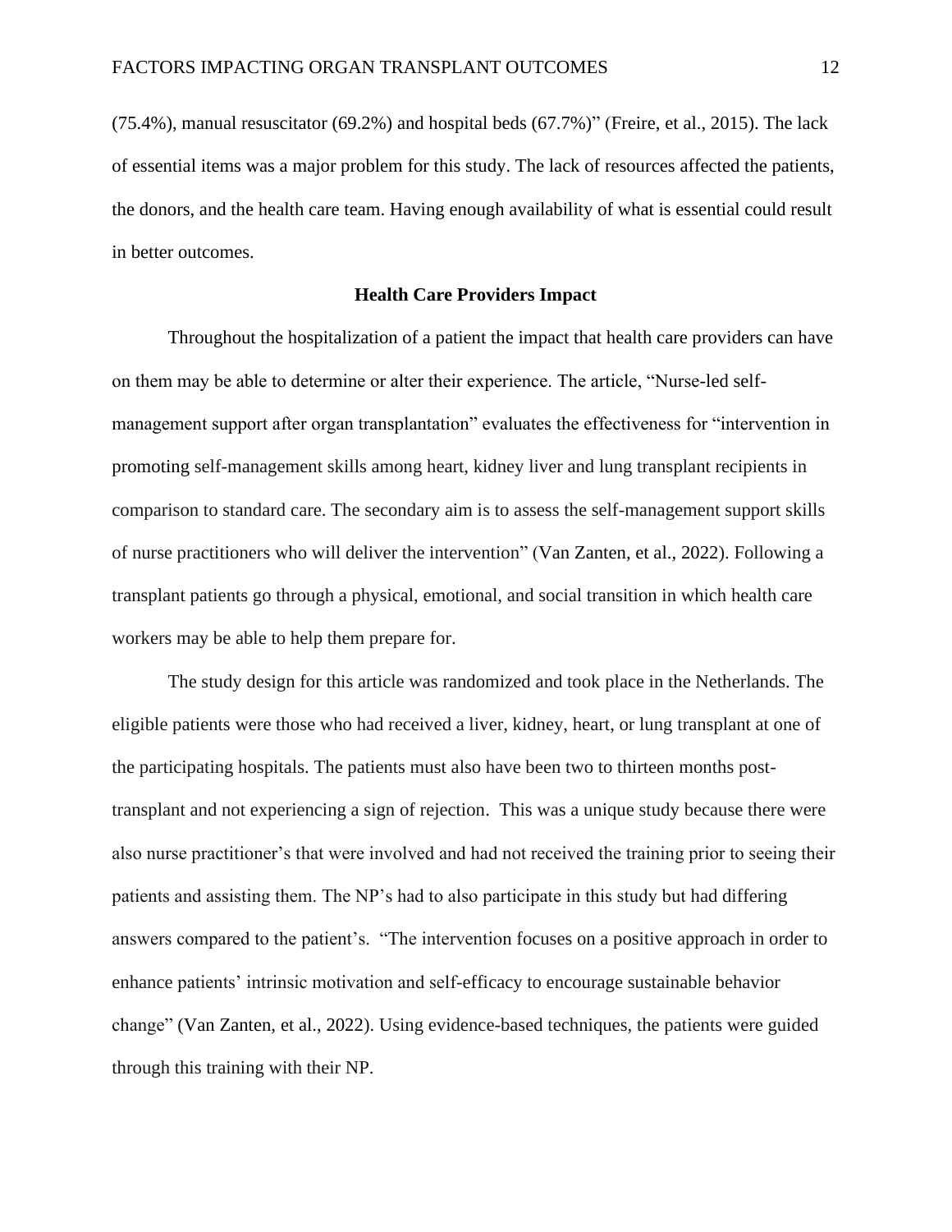(75.4%), manual resuscitator (69.2%) and hospital beds (67.7%)" (Freire, et al., 2015). The lack of essential items was a major problem for this study. The lack of resources affected the patients, the donors, and the health care team. Having enough availability of what is essential could result in better outcomes.

## Health Care Providers Impact

Throughout the hospitalization of a patient the impact that health care providers can have on them may be able to determine or alter their experience. The article, "Nurse-led self-management support after organ transplantation" evaluates the effectiveness for "intervention in promoting self-management skills among heart, kidney liver and lung transplant recipients in comparison to standard care. The secondary aim is to assess the self-management support skills of nurse practitioners who will deliver the intervention" (Van Zanten, et al., 2022). Following a transplant patients go through a physical, emotional, and social transition in which health care workers may be able to help them prepare for.

The study design for this article was randomized and took place in the Netherlands. The eligible patients were those who had received a liver, kidney, heart, or lung transplant at one of the participating hospitals. The patients must also have been two to thirteen months post-transplant and not experiencing a sign of rejection. This was a unique study because there were also nurse practitioner's that were involved and had not received the training prior to seeing their patients and assisting them. The NP's had to also participate in this study but had differing answers compared to the patient's. "The intervention focuses on a positive approach in order to enhance patients' intrinsic motivation and self-efficacy to encourage sustainable behavior change" (Van Zanten, et al., 2022). Using evidence-based techniques, the patients were guided through this training with their NP.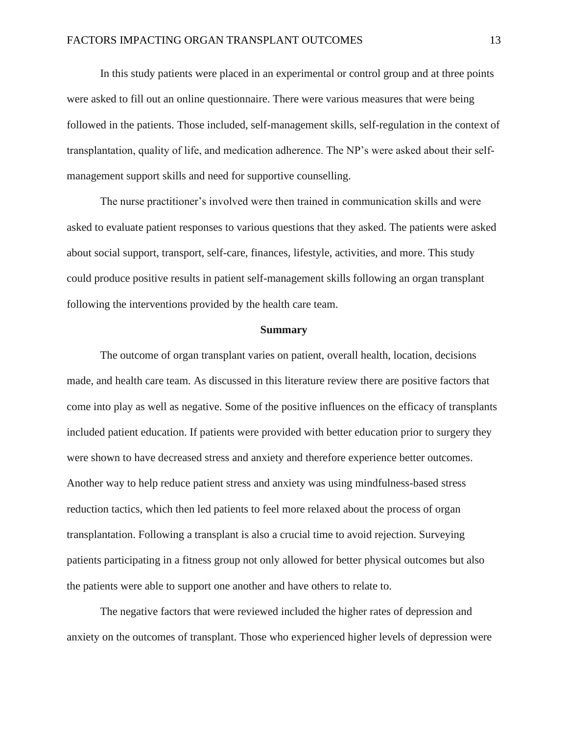In this study patients were placed in an experimental or control group and at three points were asked to fill out an online questionnaire. There were various measures that were being followed in the patients. Those included, self-management skills, self-regulation in the context of transplantation, quality of life, and medication adherence. The NP's were asked about their self-management support skills and need for supportive counselling.

The nurse practitioner's involved were then trained in communication skills and were asked to evaluate patient responses to various questions that they asked. The patients were asked about social support, transport, self-care, finances, lifestyle, activities, and more. This study could produce positive results in patient self-management skills following an organ transplant following the interventions provided by the health care team.

## Summary

The outcome of organ transplant varies on patient, overall health, location, decisions made, and health care team. As discussed in this literature review there are positive factors that come into play as well as negative. Some of the positive influences on the efficacy of transplants included patient education. If patients were provided with better education prior to surgery they were shown to have decreased stress and anxiety and therefore experience better outcomes. Another way to help reduce patient stress and anxiety was using mindfulness-based stress reduction tactics, which then led patients to feel more relaxed about the process of organ transplantation. Following a transplant is also a crucial time to avoid rejection. Surveying patients participating in a fitness group not only allowed for better physical outcomes but also the patients were able to support one another and have others to relate to.

The negative factors that were reviewed included the higher rates of depression and anxiety on the outcomes of transplant. Those who experienced higher levels of depression were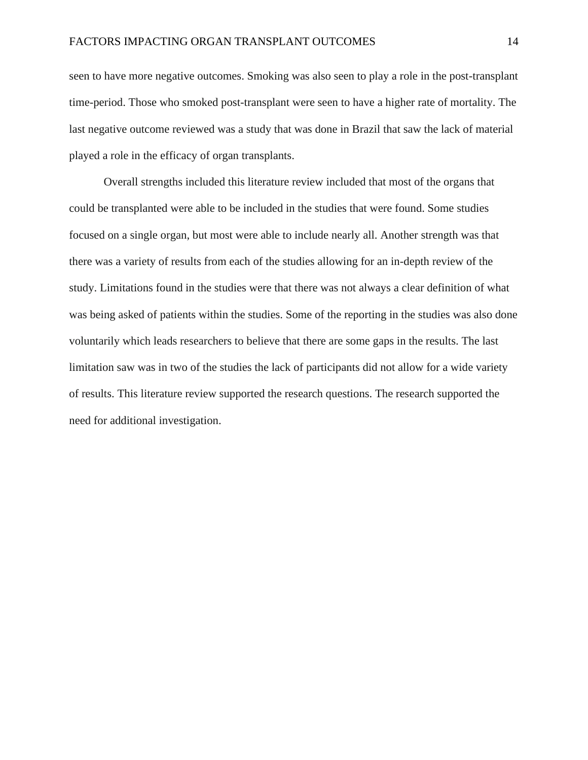seen to have more negative outcomes. Smoking was also seen to play a role in the post-transplant time-period. Those who smoked post-transplant were seen to have a higher rate of mortality. The last negative outcome reviewed was a study that was done in Brazil that saw the lack of material played a role in the efficacy of organ transplants.

Overall strengths included this literature review included that most of the organs that could be transplanted were able to be included in the studies that were found. Some studies focused on a single organ, but most were able to include nearly all. Another strength was that there was a variety of results from each of the studies allowing for an in-depth review of the study. Limitations found in the studies were that there was not always a clear definition of what was being asked of patients within the studies. Some of the reporting in the studies was also done voluntarily which leads researchers to believe that there are some gaps in the results. The last limitation saw was in two of the studies the lack of participants did not allow for a wide variety of results. This literature review supported the research questions. The research supported the need for additional investigation.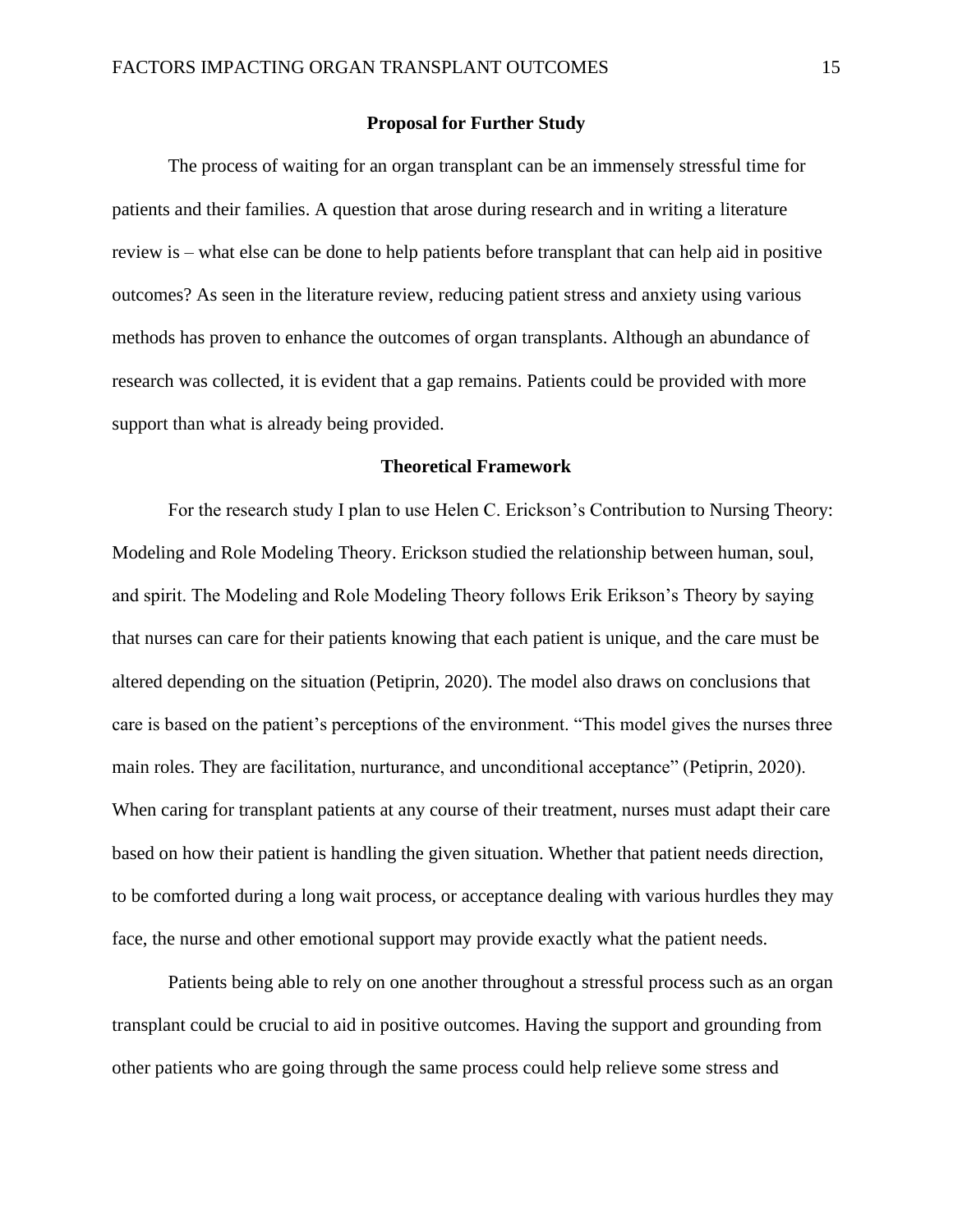## Proposal for Further Study

The process of waiting for an organ transplant can be an immensely stressful time for patients and their families. A question that arose during research and in writing a literature review is – what else can be done to help patients before transplant that can help aid in positive outcomes? As seen in the literature review, reducing patient stress and anxiety using various methods has proven to enhance the outcomes of organ transplants. Although an abundance of research was collected, it is evident that a gap remains. Patients could be provided with more support than what is already being provided.

## Theoretical Framework

For the research study I plan to use Helen C. Erickson's Contribution to Nursing Theory: Modeling and Role Modeling Theory. Erickson studied the relationship between human, soul, and spirit. The Modeling and Role Modeling Theory follows Erik Erikson's Theory by saying that nurses can care for their patients knowing that each patient is unique, and the care must be altered depending on the situation (Petiprin, 2020). The model also draws on conclusions that care is based on the patient's perceptions of the environment. "This model gives the nurses three main roles. They are facilitation, nurturance, and unconditional acceptance" (Petiprin, 2020). When caring for transplant patients at any course of their treatment, nurses must adapt their care based on how their patient is handling the given situation. Whether that patient needs direction, to be comforted during a long wait process, or acceptance dealing with various hurdles they may face, the nurse and other emotional support may provide exactly what the patient needs.

Patients being able to rely on one another throughout a stressful process such as an organ transplant could be crucial to aid in positive outcomes. Having the support and grounding from other patients who are going through the same process could help relieve some stress and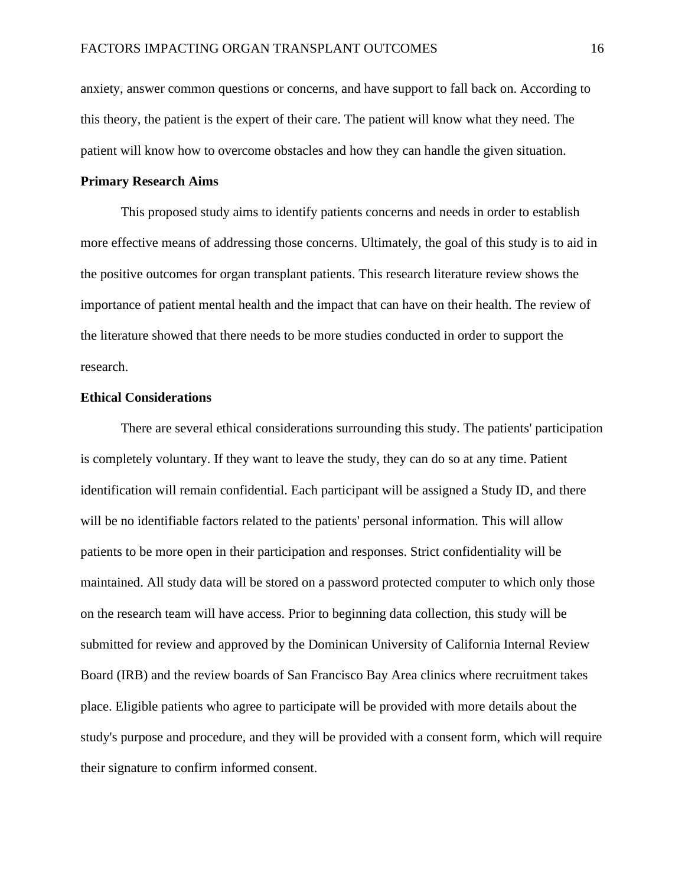anxiety, answer common questions or concerns, and have support to fall back on. According to this theory, the patient is the expert of their care. The patient will know what they need. The patient will know how to overcome obstacles and how they can handle the given situation.

## Primary Research Aims

This proposed study aims to identify patients concerns and needs in order to establish more effective means of addressing those concerns. Ultimately, the goal of this study is to aid in the positive outcomes for organ transplant patients. This research literature review shows the importance of patient mental health and the impact that can have on their health. The review of the literature showed that there needs to be more studies conducted in order to support the research.

## Ethical Considerations

There are several ethical considerations surrounding this study. The patients' participation is completely voluntary. If they want to leave the study, they can do so at any time. Patient identification will remain confidential. Each participant will be assigned a Study ID, and there will be no identifiable factors related to the patients' personal information. This will allow patients to be more open in their participation and responses. Strict confidentiality will be maintained. All study data will be stored on a password protected computer to which only those on the research team will have access. Prior to beginning data collection, this study will be submitted for review and approved by the Dominican University of California Internal Review Board (IRB) and the review boards of San Francisco Bay Area clinics where recruitment takes place. Eligible patients who agree to participate will be provided with more details about the study's purpose and procedure, and they will be provided with a consent form, which will require their signature to confirm informed consent.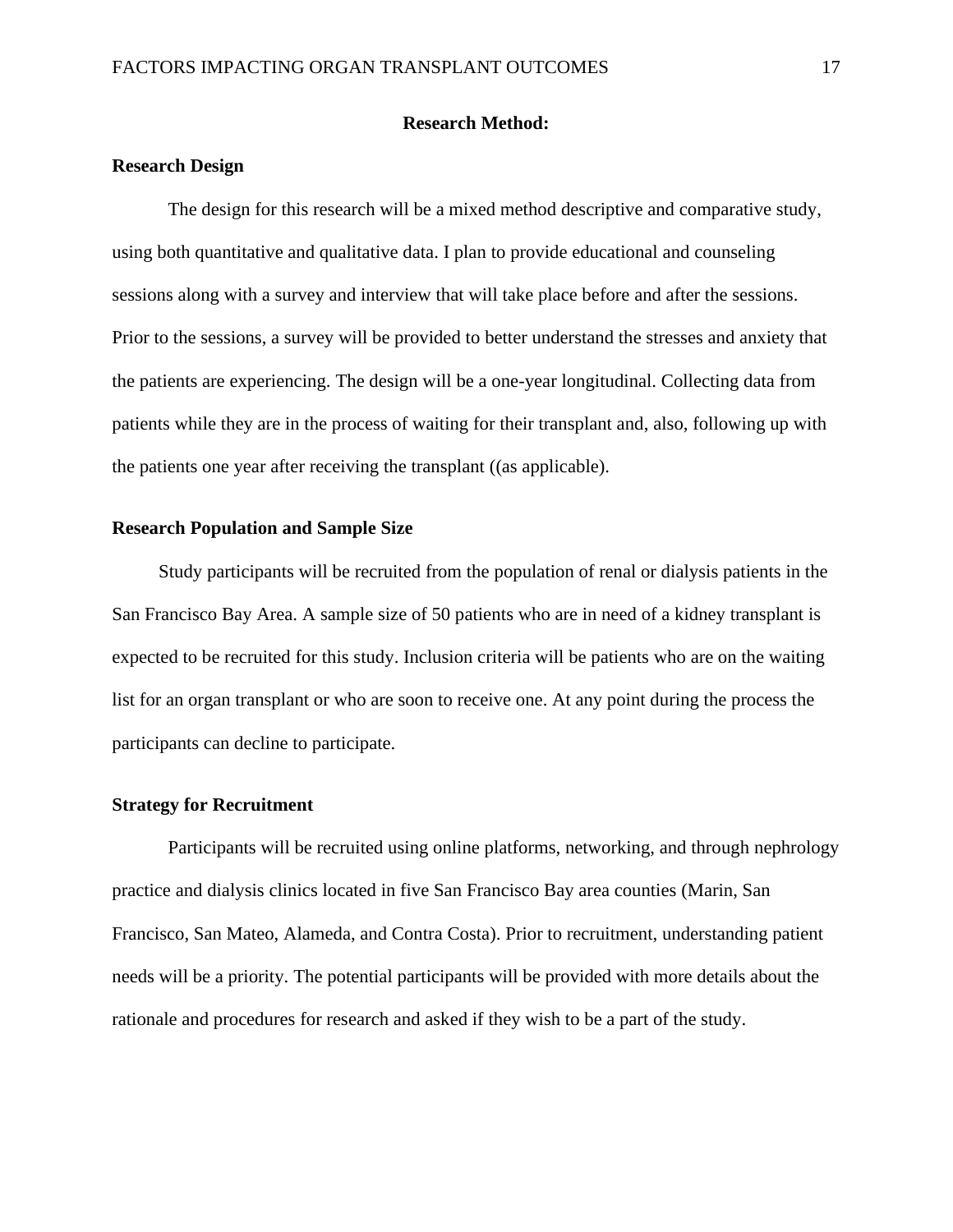# Research Method:

## Research Design

The design for this research will be a mixed method descriptive and comparative study, using both quantitative and qualitative data. I plan to provide educational and counseling sessions along with a survey and interview that will take place before and after the sessions. Prior to the sessions, a survey will be provided to better understand the stresses and anxiety that the patients are experiencing. The design will be a one-year longitudinal. Collecting data from patients while they are in the process of waiting for their transplant and, also, following up with the patients one year after receiving the transplant ((as applicable).

## Research Population and Sample Size

Study participants will be recruited from the population of renal or dialysis patients in the San Francisco Bay Area. A sample size of 50 patients who are in need of a kidney transplant is expected to be recruited for this study. Inclusion criteria will be patients who are on the waiting list for an organ transplant or who are soon to receive one. At any point during the process the participants can decline to participate.

## Strategy for Recruitment

Participants will be recruited using online platforms, networking, and through nephrology practice and dialysis clinics located in five San Francisco Bay area counties (Marin, San Francisco, San Mateo, Alameda, and Contra Costa). Prior to recruitment, understanding patient needs will be a priority. The potential participants will be provided with more details about the rationale and procedures for research and asked if they wish to be a part of the study.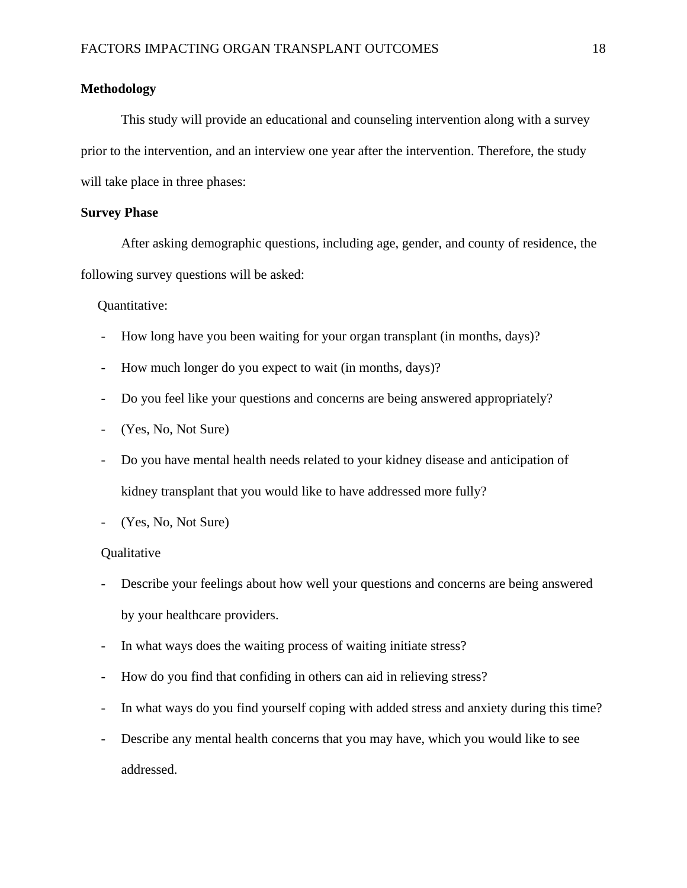## Methodology

This study will provide an educational and counseling intervention along with a survey prior to the intervention, and an interview one year after the intervention. Therefore, the study will take place in three phases:

## Survey Phase

After asking demographic questions, including age, gender, and county of residence, the following survey questions will be asked:

Quantitative:

- How long have you been waiting for your organ transplant (in months, days)?
- How much longer do you expect to wait (in months, days)?
- Do you feel like your questions and concerns are being answered appropriately?
- (Yes, No, Not Sure)
- Do you have mental health needs related to your kidney disease and anticipation of kidney transplant that you would like to have addressed more fully?
- (Yes, No, Not Sure)

Qualitative

- Describe your feelings about how well your questions and concerns are being answered by your healthcare providers.
- In what ways does the waiting process of waiting initiate stress?
- How do you find that confiding in others can aid in relieving stress?
- In what ways do you find yourself coping with added stress and anxiety during this time?
- Describe any mental health concerns that you may have, which you would like to see addressed.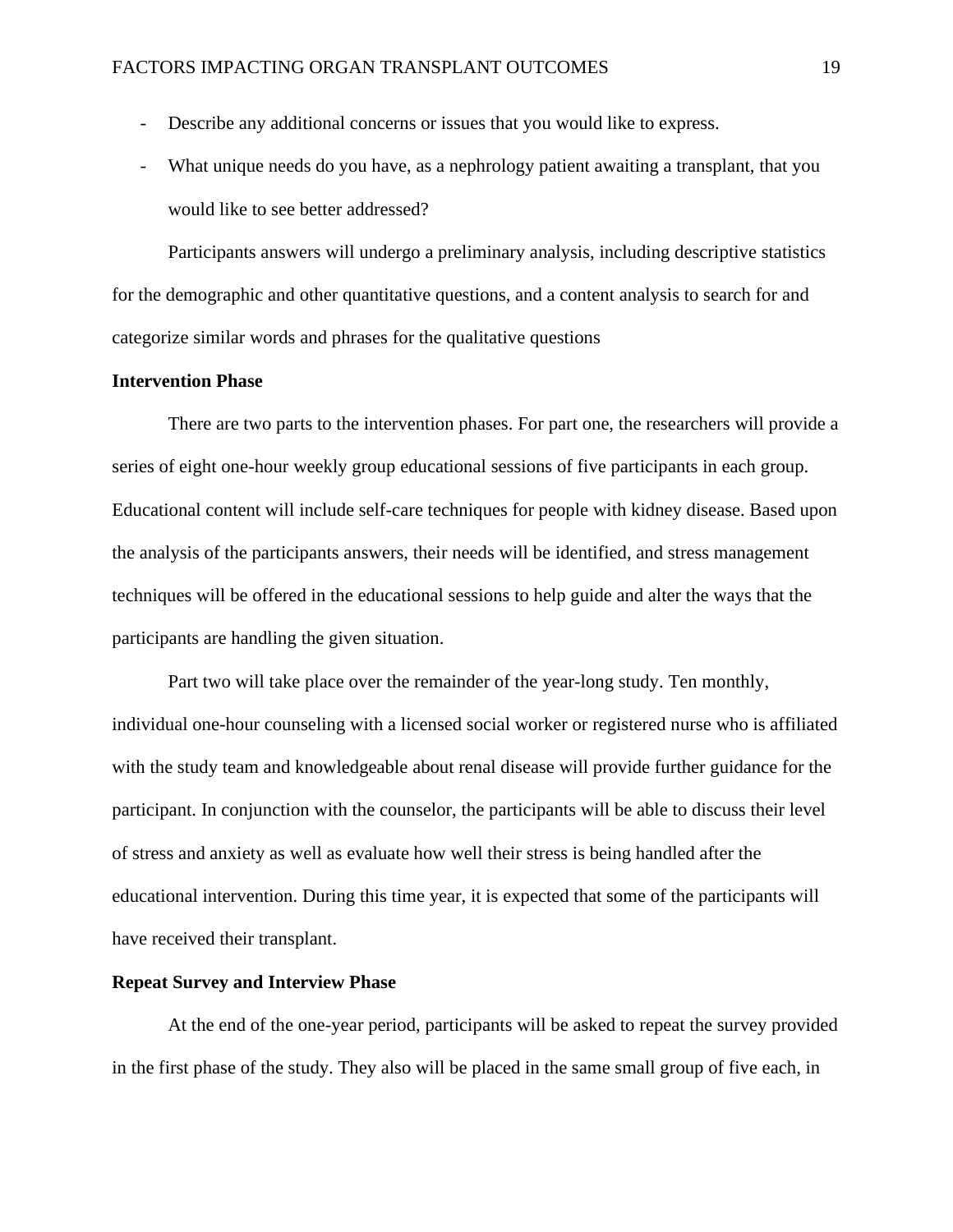- Describe any additional concerns or issues that you would like to express.
- What unique needs do you have, as a nephrology patient awaiting a transplant, that you would like to see better addressed?

Participants answers will undergo a preliminary analysis, including descriptive statistics for the demographic and other quantitative questions, and a content analysis to search for and categorize similar words and phrases for the qualitative questions

**Intervention Phase**

There are two parts to the intervention phases. For part one, the researchers will provide a series of eight one-hour weekly group educational sessions of five participants in each group. Educational content will include self-care techniques for people with kidney disease. Based upon the analysis of the participants answers, their needs will be identified, and stress management techniques will be offered in the educational sessions to help guide and alter the ways that the participants are handling the given situation.

Part two will take place over the remainder of the year-long study. Ten monthly, individual one-hour counseling with a licensed social worker or registered nurse who is affiliated with the study team and knowledgeable about renal disease will provide further guidance for the participant. In conjunction with the counselor, the participants will be able to discuss their level of stress and anxiety as well as evaluate how well their stress is being handled after the educational intervention. During this time year, it is expected that some of the participants will have received their transplant.

**Repeat Survey and Interview Phase**

At the end of the one-year period, participants will be asked to repeat the survey provided in the first phase of the study. They also will be placed in the same small group of five each, in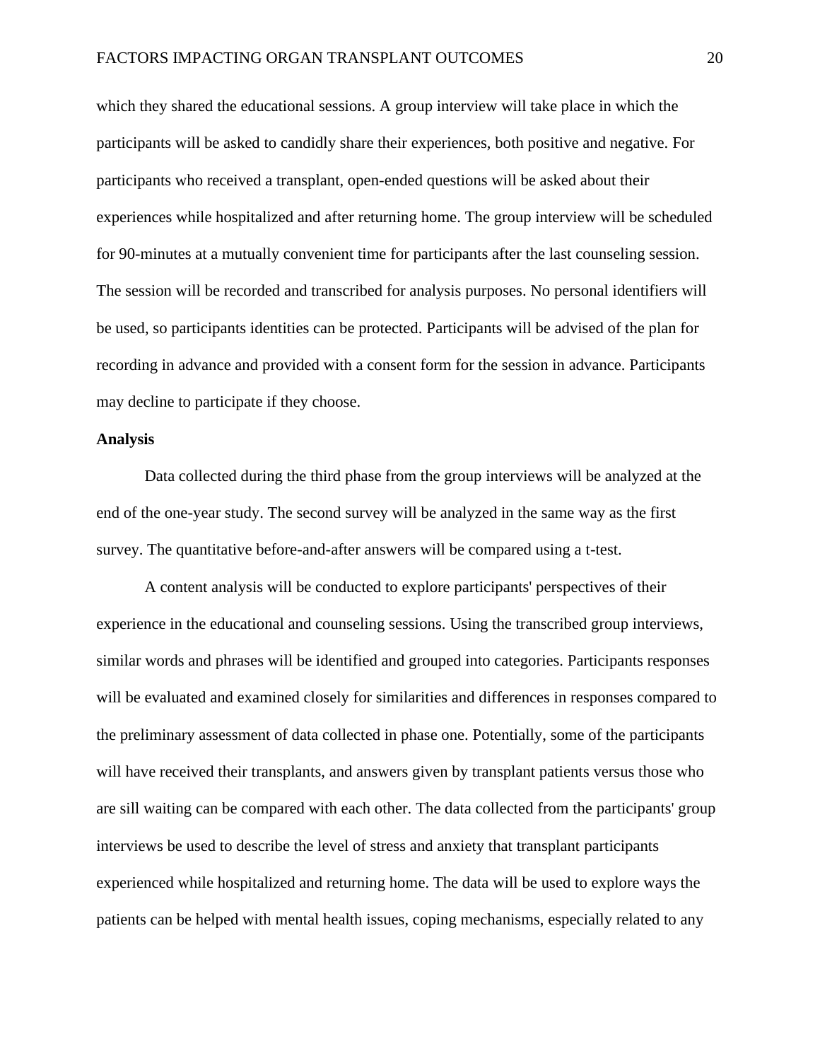which they shared the educational sessions. A group interview will take place in which the participants will be asked to candidly share their experiences, both positive and negative. For participants who received a transplant, open-ended questions will be asked about their experiences while hospitalized and after returning home. The group interview will be scheduled for 90-minutes at a mutually convenient time for participants after the last counseling session. The session will be recorded and transcribed for analysis purposes. No personal identifiers will be used, so participants identities can be protected. Participants will be advised of the plan for recording in advance and provided with a consent form for the session in advance. Participants may decline to participate if they choose.

**Analysis**

Data collected during the third phase from the group interviews will be analyzed at the end of the one-year study. The second survey will be analyzed in the same way as the first survey. The quantitative before-and-after answers will be compared using a t-test.

A content analysis will be conducted to explore participants' perspectives of their experience in the educational and counseling sessions. Using the transcribed group interviews, similar words and phrases will be identified and grouped into categories. Participants responses will be evaluated and examined closely for similarities and differences in responses compared to the preliminary assessment of data collected in phase one. Potentially, some of the participants will have received their transplants, and answers given by transplant patients versus those who are sill waiting can be compared with each other. The data collected from the participants' group interviews be used to describe the level of stress and anxiety that transplant participants experienced while hospitalized and returning home. The data will be used to explore ways the patients can be helped with mental health issues, coping mechanisms, especially related to any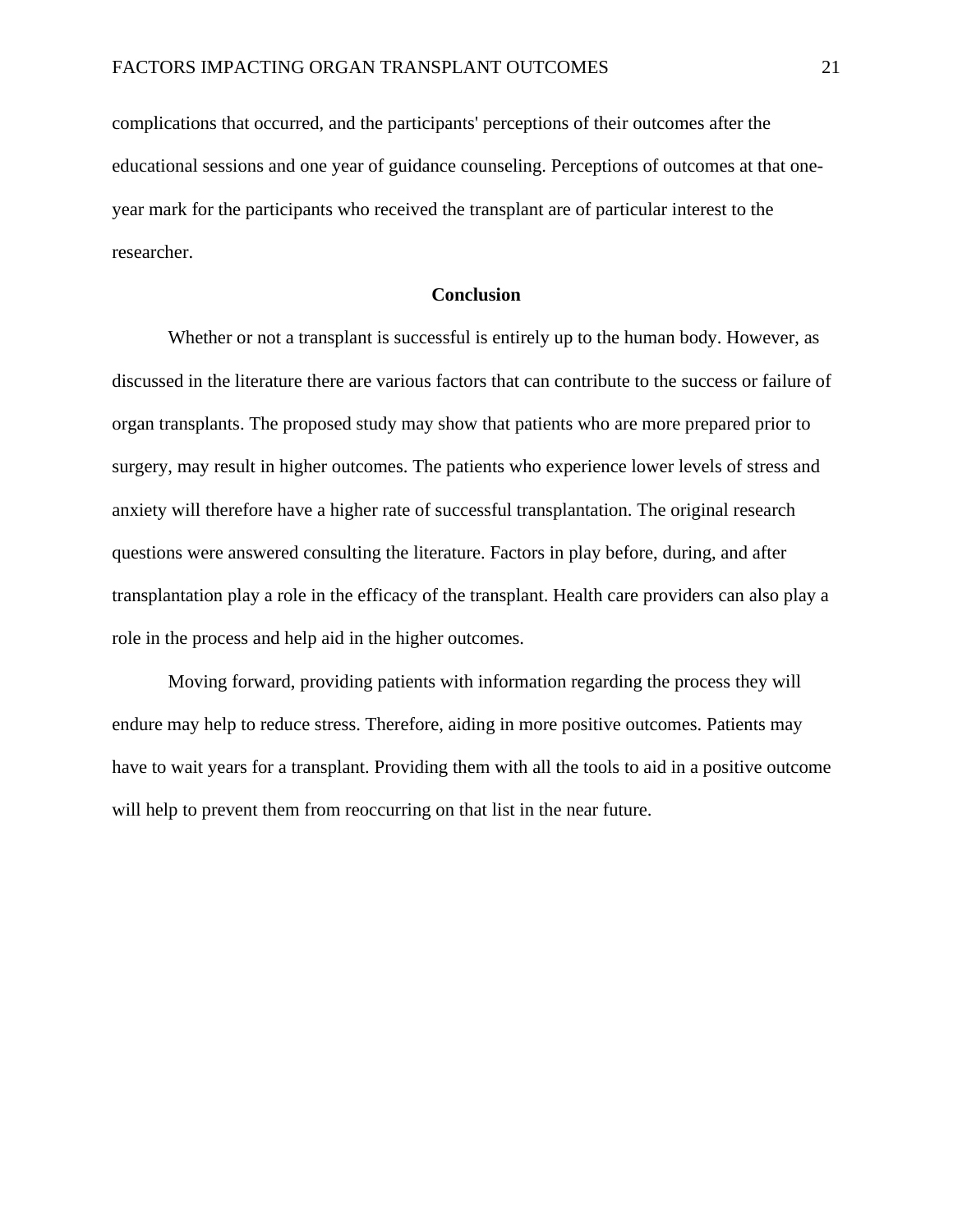complications that occurred, and the participants' perceptions of their outcomes after the educational sessions and one year of guidance counseling. Perceptions of outcomes at that one-year mark for the participants who received the transplant are of particular interest to the researcher.

## Conclusion

Whether or not a transplant is successful is entirely up to the human body. However, as discussed in the literature there are various factors that can contribute to the success or failure of organ transplants. The proposed study may show that patients who are more prepared prior to surgery, may result in higher outcomes. The patients who experience lower levels of stress and anxiety will therefore have a higher rate of successful transplantation. The original research questions were answered consulting the literature. Factors in play before, during, and after transplantation play a role in the efficacy of the transplant. Health care providers can also play a role in the process and help aid in the higher outcomes.

Moving forward, providing patients with information regarding the process they will endure may help to reduce stress. Therefore, aiding in more positive outcomes. Patients may have to wait years for a transplant. Providing them with all the tools to aid in a positive outcome will help to prevent them from reoccurring on that list in the near future.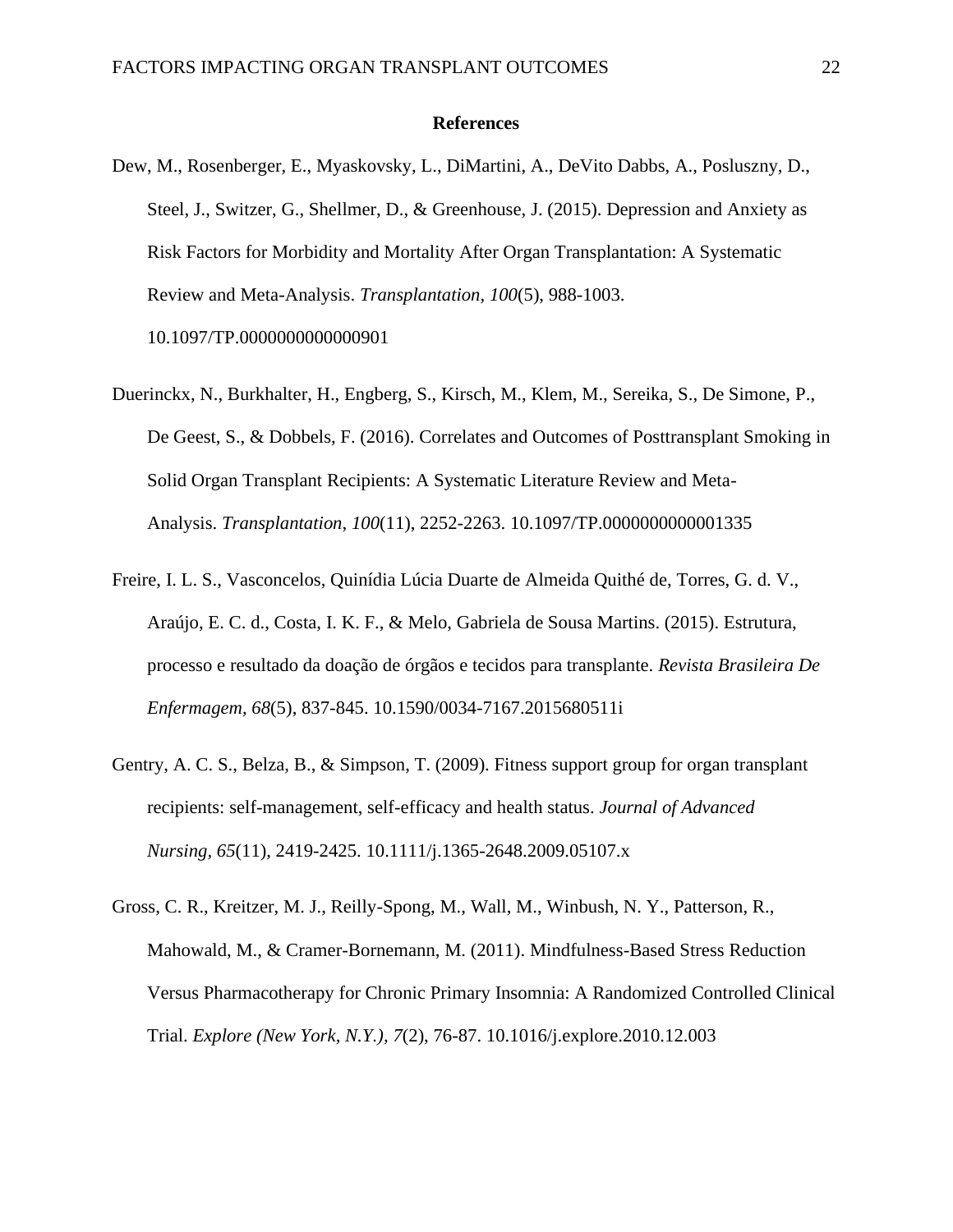## References

Dew, M., Rosenberger, E., Myaskovsky, L., DiMartini, A., DeVito Dabbs, A., Posluszny, D., Steel, J., Switzer, G., Shellmer, D., & Greenhouse, J. (2015). Depression and Anxiety as Risk Factors for Morbidity and Mortality After Organ Transplantation: A Systematic Review and Meta-Analysis. *Transplantation, 100*(5), 988-1003. 10.1097/TP.0000000000000901

Duerinckx, N., Burkhalter, H., Engberg, S., Kirsch, M., Klem, M., Sereika, S., De Simone, P., De Geest, S., & Dobbels, F. (2016). Correlates and Outcomes of Posttransplant Smoking in Solid Organ Transplant Recipients: A Systematic Literature Review and Meta-Analysis. *Transplantation, 100*(11), 2252-2263. 10.1097/TP.0000000000001335

Freire, I. L. S., Vasconcelos, Quinídia Lúcia Duarte de Almeida Quithé de, Torres, G. d. V., Araújo, E. C. d., Costa, I. K. F., & Melo, Gabriela de Sousa Martins. (2015). Estrutura, processo e resultado da doação de órgãos e tecidos para transplante. *Revista Brasileira De Enfermagem, 68*(5), 837-845. 10.1590/0034-7167.2015680511i

Gentry, A. C. S., Belza, B., & Simpson, T. (2009). Fitness support group for organ transplant recipients: self-management, self-efficacy and health status. *Journal of Advanced Nursing, 65*(11), 2419-2425. 10.1111/j.1365-2648.2009.05107.x

Gross, C. R., Kreitzer, M. J., Reilly-Spong, M., Wall, M., Winbush, N. Y., Patterson, R., Mahowald, M., & Cramer-Bornemann, M. (2011). Mindfulness-Based Stress Reduction Versus Pharmacotherapy for Chronic Primary Insomnia: A Randomized Controlled Clinical Trial. *Explore (New York, N.Y.), 7*(2), 76-87. 10.1016/j.explore.2010.12.003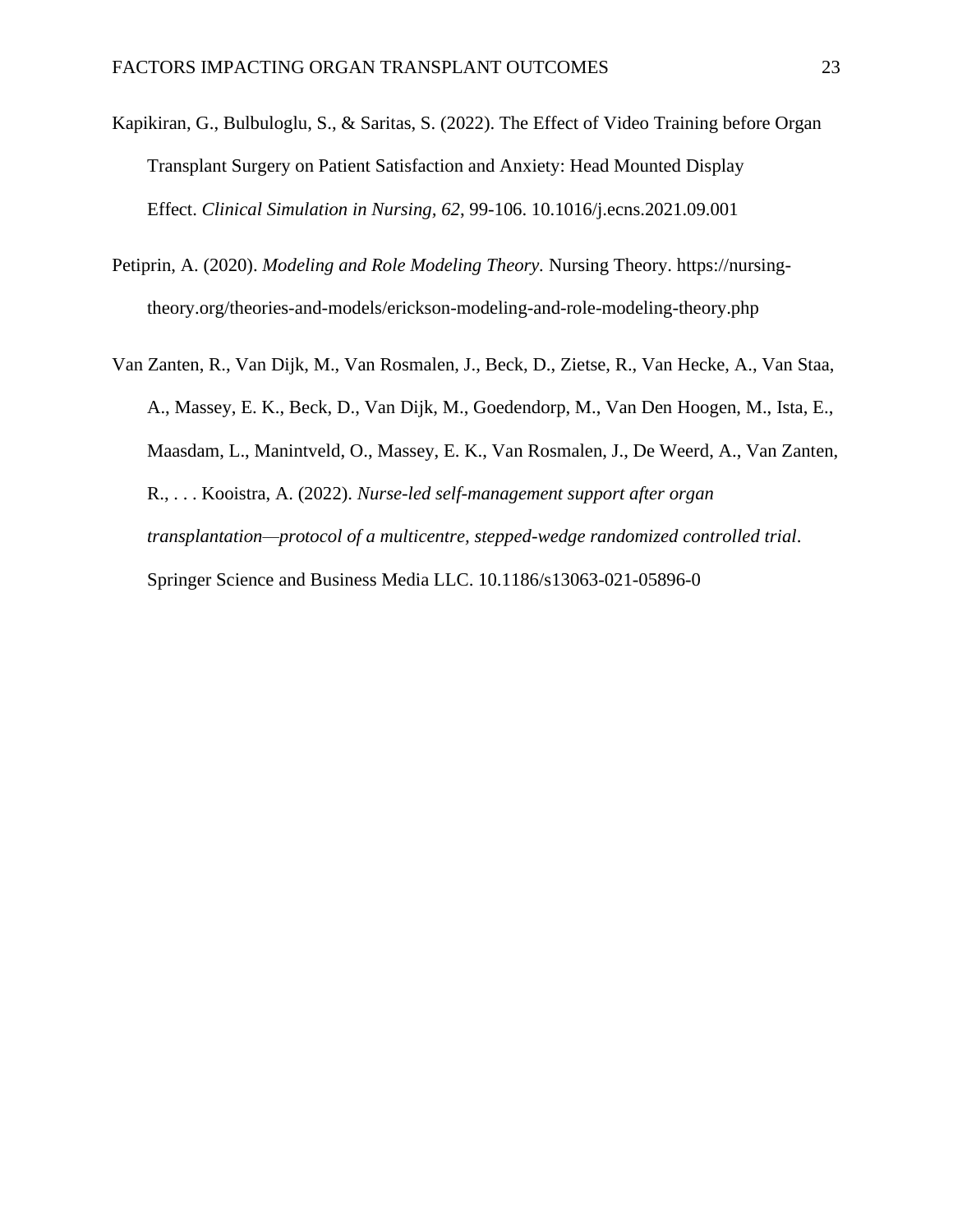Kapikiran, G., Bulbuloglu, S., & Saritas, S. (2022). The Effect of Video Training before Organ Transplant Surgery on Patient Satisfaction and Anxiety: Head Mounted Display Effect. *Clinical Simulation in Nursing*, *62*, 99-106. 10.1016/j.ecns.2021.09.001

Petiprin, A. (2020). *Modeling and Role Modeling Theory.* Nursing Theory. https://nursing-theory.org/theories-and-models/erickson-modeling-and-role-modeling-theory.php

Van Zanten, R., Van Dijk, M., Van Rosmalen, J., Beck, D., Zietse, R., Van Hecke, A., Van Staa, A., Massey, E. K., Beck, D., Van Dijk, M., Goedendorp, M., Van Den Hoogen, M., Ista, E., Maasdam, L., Manintveld, O., Massey, E. K., Van Rosmalen, J., De Weerd, A., Van Zanten, R., . . . Kooistra, A. (2022). *Nurse-led self-management support after organ transplantation—protocol of a multicentre, stepped-wedge randomized controlled trial*. Springer Science and Business Media LLC. 10.1186/s13063-021-05896-0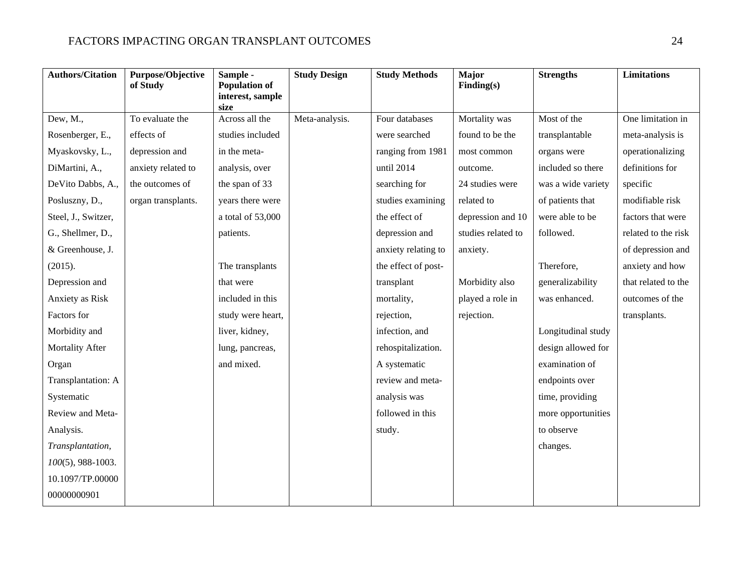| Authors/Citation | Purpose/Objective of Study | Sample - Population of interest, sample size | Study Design | Study Methods | Major Finding(s) | Strengths | Limitations |
| --- | --- | --- | --- | --- | --- | --- | --- |
| Dew, M., Rosenberger, E., Myaskovsky, L., DiMartini, A., DeVito Dabbs, A., Posluszny, D., Steel, J., Switzer, G., Shellmer, D., & Greenhouse, J. (2015). Depression and Anxiety as Risk Factors for Morbidity and Mortality After Organ Transplantation: A Systematic Review and Meta-Analysis. *Transplantation, 100*(5), 988-1003. 10.1097/TP.0000000000000901 | To evaluate the effects of depression and anxiety related to the outcomes of organ transplants. | Across all the studies included in the meta-analysis, over the span of 33 years there were a total of 53,000 patients.<br><br>The transplants that were included in this study were heart, liver, kidney, lung, pancreas, and mixed. | Meta-analysis. | Four databases were searched ranging from 1981 until 2014 searching for studies examining the effect of depression and anxiety relating to the effect of post-transplant mortality, rejection, infection, and rehospitalization. A systematic review and meta-analysis was followed in this study. | Mortality was found to be the most common outcome.<br>24 studies were related to depression and 10 studies related to anxiety.<br><br>Morbidity also played a role in rejection. | Most of the transplantable organs were included so there was a wide variety of patients that were able to be followed.<br><br>Therefore, generalizability was enhanced.<br><br>Longitudinal study design allowed for examination of endpoints over time, providing more opportunities to observe changes. | One limitation in meta-analysis is operationalizing definitions for specific modifiable risk factors that were related to the risk of depression and anxiety and how that related to the outcomes of the transplants. |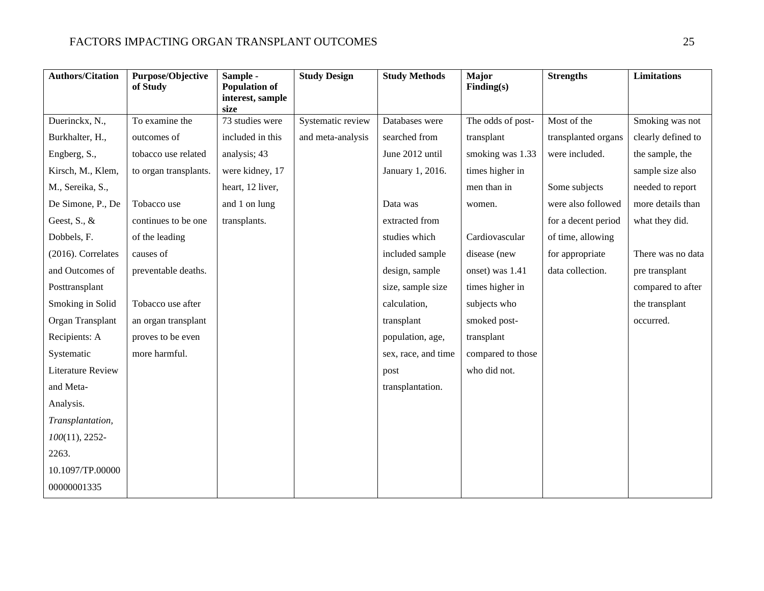| Authors/Citation | Purpose/Objective of Study | Sample - Population of interest, sample size | Study Design | Study Methods | Major Finding(s) | Strengths | Limitations |
|---|---|---|---|---|---|---|---|
| Duerinckx, N., Burkhalter, H., Engberg, S., Kirsch, M., Klem, M., Sereika, S., De Simone, P., De Geest, S., & Dobbels, F. (2016). Correlates and Outcomes of Posttransplant Smoking in Solid Organ Transplant Recipients: A Systematic Literature Review and Meta-Analysis. *Transplantation, 100*(11), 2252-2263. 10.1097/TP.0000000000001335 | To examine the outcomes of tobacco use related to organ transplants.<br><br>Tobacco use continues to be one of the leading causes of preventable deaths.<br><br>Tobacco use after an organ transplant proves to be even more harmful. | 73 studies were included in this analysis; 43 were kidney, 17 heart, 12 liver, and 1 on lung transplants. | Systematic review and meta-analysis | Databases were searched from June 2012 until January 1, 2016.<br><br>Data was extracted from studies which included sample design, sample size, sample size calculation, transplant population, age, sex, race, and time post transplantation. | The odds of post-transplant smoking was 1.33 times higher in men than in women.<br><br>Cardiovascular disease (new onset) was 1.41 times higher in subjects who smoked post-transplant compared to those who did not. | Most of the transplanted organs were included.<br><br>Some subjects were also followed for a decent period of time, allowing for appropriate data collection. | Smoking was not clearly defined to the sample, the sample size also needed to report more details than what they did.<br><br>There was no data pre transplant compared to after the transplant occurred. |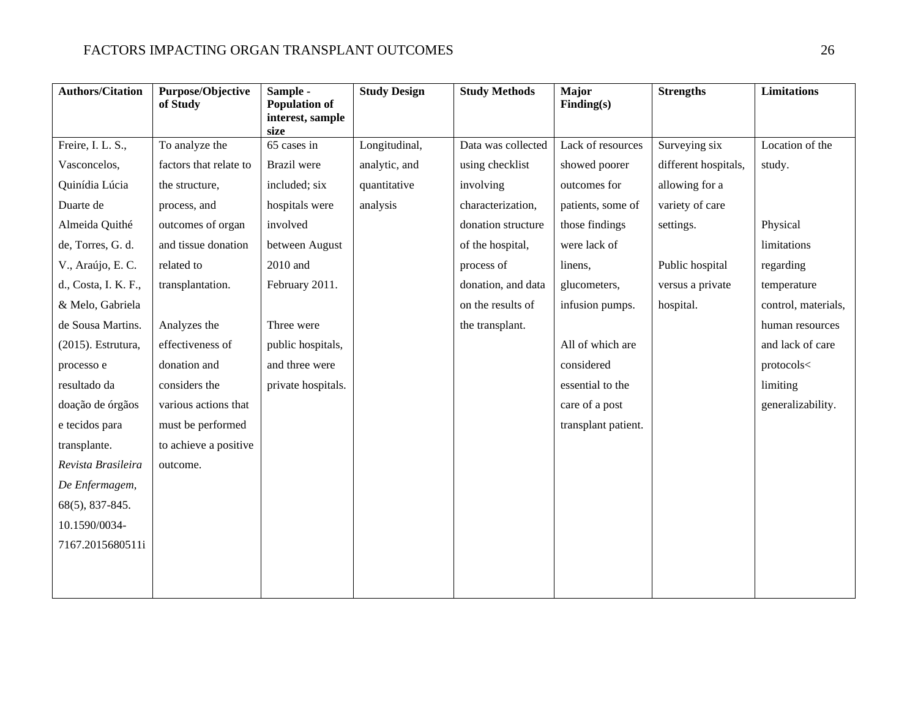| Authors/Citation | Purpose/Objective of Study | Sample - Population of interest, sample size | Study Design | Study Methods | Major Finding(s) | Strengths | Limitations |
|---|---|---|---|---|---|---|---|
| Freire, I. L. S., Vasconcelos, Quinídia Lúcia Duarte de Almeida Quithé de, Torres, G. d. V., Araújo, E. C. d., Costa, I. K. F., & Melo, Gabriela de Sousa Martins. (2015). Estrutura, processo e resultado da doação de órgãos e tecidos para transplante. *Revista Brasileira De Enfermagem*, 68(5), 837-845. 10.1590/0034-7167.2015680511i | To analyze the factors that relate to the structure, process, and outcomes of organ and tissue donation related to transplantation.<br><br>Analyzes the effectiveness of donation and considers the various actions that must be performed to achieve a positive outcome. | 65 cases in Brazil were included; six hospitals were involved between August 2010 and February 2011.<br><br>Three were public hospitals, and three were private hospitals. | Longitudinal, analytic, and quantitative analysis | Data was collected using checklist involving characterization, donation structure of the hospital, process of donation, and data on the results of the transplant. | Lack of resources showed poorer outcomes for patients, some of those findings were lack of linens, glucometers, infusion pumps.<br><br>All of which are considered essential to the care of a post transplant patient. | Surveying six different hospitals, allowing for a variety of care settings.<br><br>Public hospital versus a private hospital. | Location of the study.<br><br>Physical limitations regarding temperature control, materials, human resources and lack of care protocols< limiting generalizability. |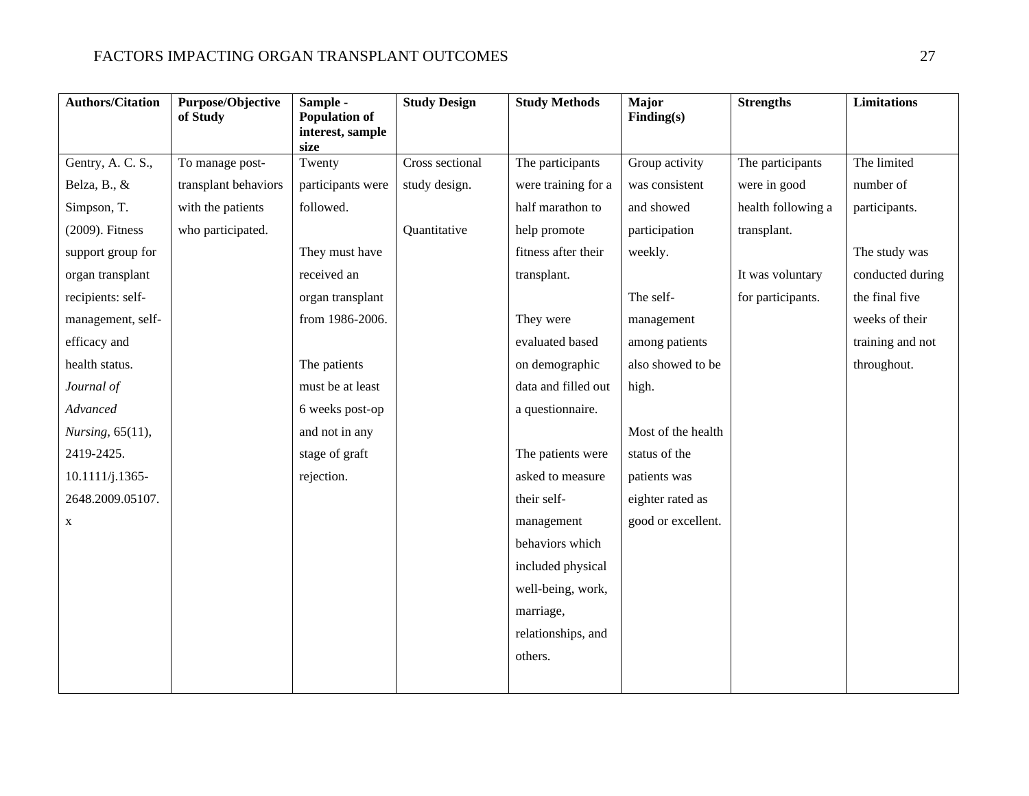| Authors/Citation | Purpose/Objective of Study | Sample - Population of interest, sample size | Study Design | Study Methods | Major Finding(s) | Strengths | Limitations |
|---|---|---|---|---|---|---|---|
| Gentry, A. C. S., Belza, B., & Simpson, T. (2009). Fitness support group for organ transplant recipients: self-management, self-efficacy and health status. *Journal of Advanced Nursing,* 65(11), 2419-2425. 10.1111/j.1365-2648.2009.05107.x | To manage post-transplant behaviors with the patients who participated. | Twenty participants were followed.<br><br>They must have received an organ transplant from 1986-2006.<br><br>The patients must be at least 6 weeks post-op and not in any stage of graft rejection. | Cross sectional study design.<br><br>Quantitative | The participants were training for a half marathon to help promote fitness after their transplant.<br><br>They were evaluated based on demographic data and filled out a questionnaire.<br><br>The patients were asked to measure their self-management behaviors which included physical well-being, work, marriage, relationships, and others. | Group activity was consistent and showed participation weekly.<br><br>The self-management among patients also showed to be high.<br><br>Most of the health status of the patients was eighter rated as good or excellent. | The participants were in good health following a transplant.<br><br>It was voluntary for participants. | The limited number of participants.<br><br>The study was conducted during the final five weeks of their training and not throughout. |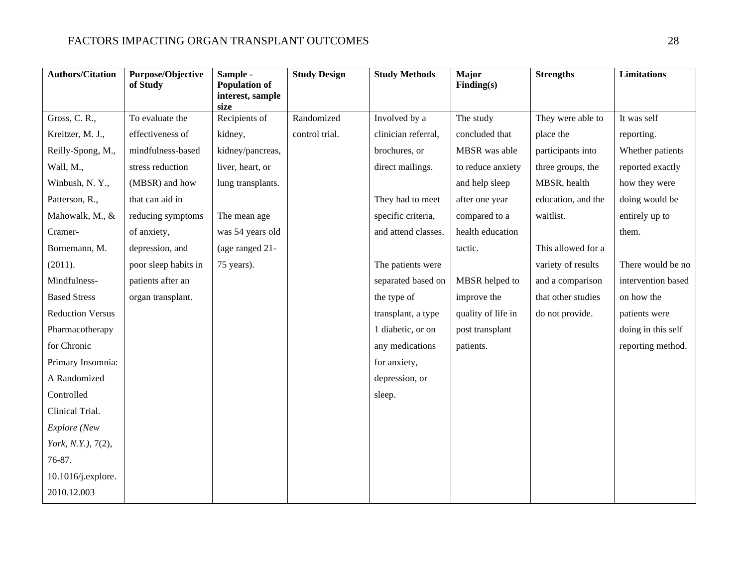| Authors/Citation | Purpose/Objective of Study | Sample - Population of interest, sample size | Study Design | Study Methods | Major Finding(s) | Strengths | Limitations |
|---|---|---|---|---|---|---|---|
| Gross, C. R., Kreitzer, M. J., Reilly-Spong, M., Wall, M., Winbush, N. Y., Patterson, R., Mahowalk, M., & Cramer-Bornemann, M. (2011). Mindfulness-Based Stress Reduction Versus Pharmacotherapy for Chronic Primary Insomnia: A Randomized Controlled Clinical Trial. *Explore (New York, N.Y.)*, 7(2), 76-87. 10.1016/j.explore.2010.12.003 | To evaluate the effectiveness of mindfulness-based stress reduction (MBSR) and how that can aid in reducing symptoms of anxiety, depression, and poor sleep habits in patients after an organ transplant. | Recipients of kidney, kidney/pancreas, liver, heart, or lung transplants.<br><br>The mean age was 54 years old (age ranged 21-75 years). | Randomized control trial. | Involved by a clinician referral, brochures, or direct mailings.<br><br>They had to meet specific criteria, and attend classes.<br><br>The patients were separated based on the type of transplant, a type 1 diabetic, or on any medications for anxiety, depression, or sleep. | The study concluded that MBSR was able to reduce anxiety and help sleep after one year compared to a health education tactic.<br><br>MBSR helped to improve the quality of life in post transplant patients. | They were able to place the participants into three groups, the MBSR, health education, and the waitlist.<br><br>This allowed for a variety of results and a comparison that other studies do not provide. | It was self reporting. Whether patients reported exactly how they were doing would be entirely up to them.<br><br>There would be no intervention based on how the patients were doing in this self reporting method. |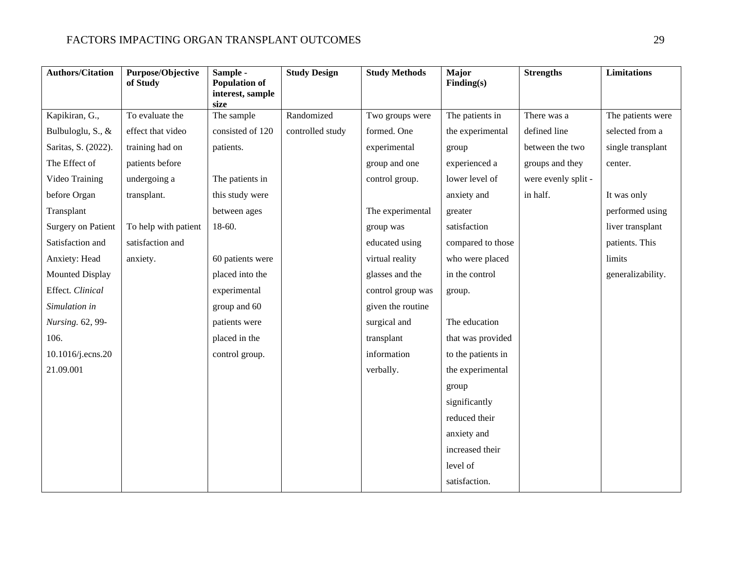| Authors/Citation | Purpose/Objective of Study | Sample - Population of interest, sample size | Study Design | Study Methods | Major Finding(s) | Strengths | Limitations |
|---|---|---|---|---|---|---|---|
| Kapikiran, G., Bulbuloglu, S., & Saritas, S. (2022). The Effect of Video Training before Organ Transplant Surgery on Patient Satisfaction and Anxiety: Head Mounted Display Effect. *Clinical Simulation in Nursing.* 62, 99-106. 10.1016/j.ecns.2021.09.001 | To evaluate the effect that video training had on patients before undergoing a transplant.<br><br>To help with patient satisfaction and anxiety. | The sample consisted of 120 patients.<br><br>The patients in this study were between ages 18-60.<br><br>60 patients were placed into the experimental group and 60 patients were placed in the control group. | Randomized controlled study | Two groups were formed. One experimental group and one control group.<br><br>The experimental group was educated using virtual reality glasses and the control group was given the routine surgical and transplant information verbally. | The patients in the experimental group experienced a lower level of anxiety and greater satisfaction compared to those who were placed in the control group.<br><br>The education that was provided to the patients in the experimental group significantly reduced their anxiety and increased their level of satisfaction. | There was a defined line between the two groups and they were evenly split - in half. | The patients were selected from a single transplant center.<br><br>It was only performed using liver transplant patients. This limits generalizability. |